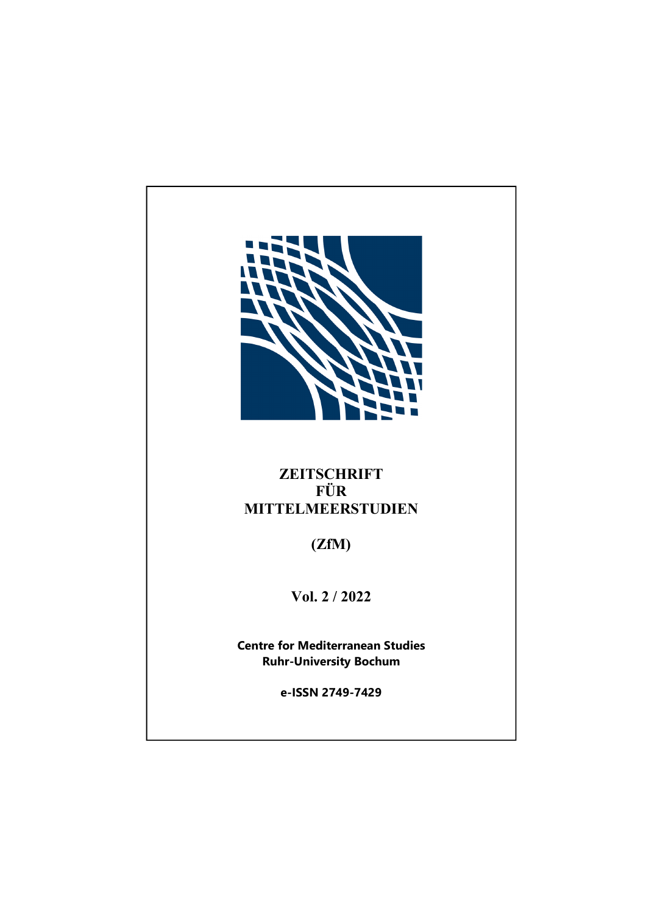# ZEITSCHRIFT FÜR MITTELMEERSTUDIEN

**(ZfM)**

**Vol. 2 / 2022**

**Centre for Mediterranean Studies**
**Ruhr-University Bochum**

**e-ISSN 2749-7429**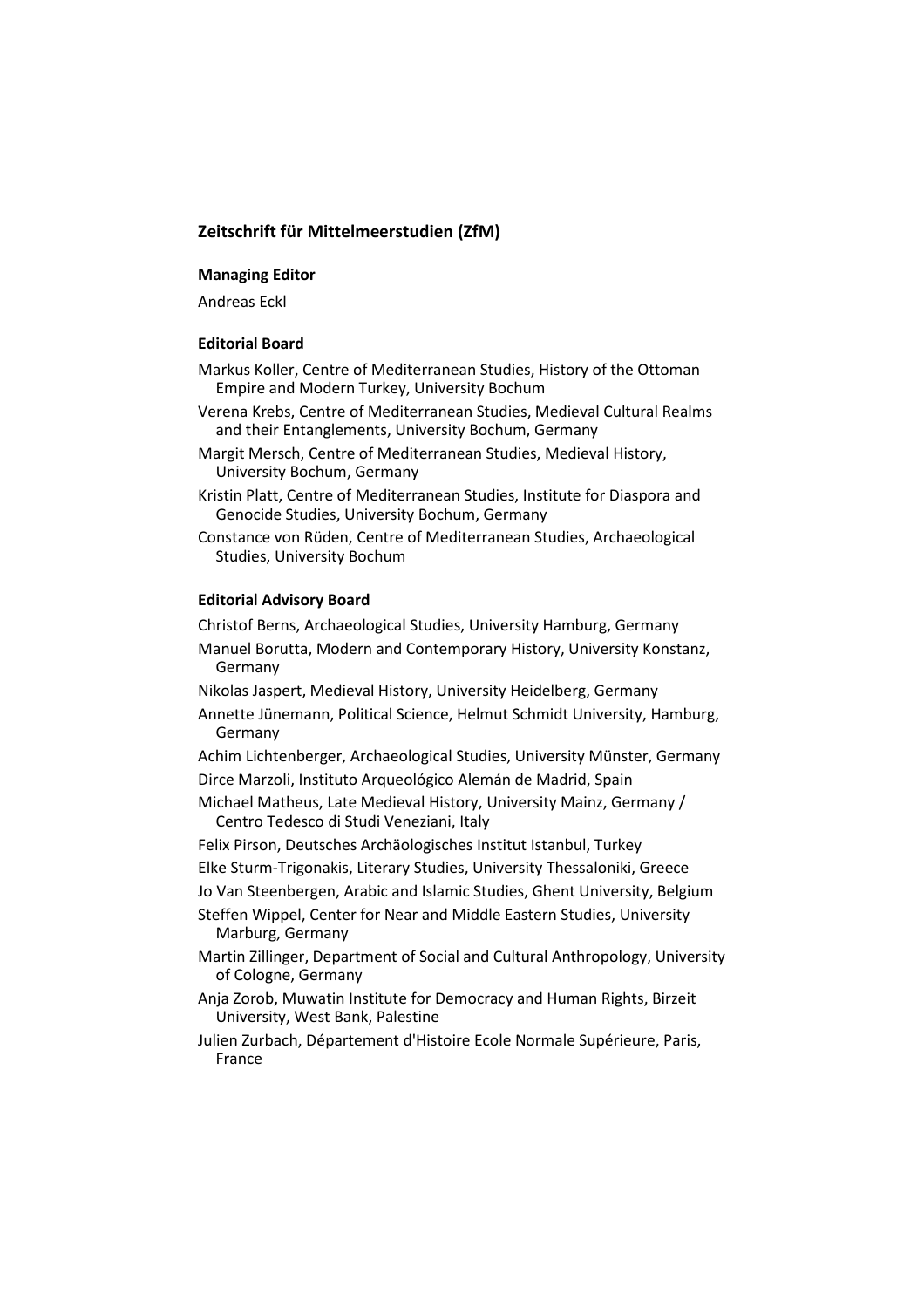## Zeitschrift für Mittelmeerstudien (ZfM)

### Managing Editor

Andreas Eckl

### Editorial Board

Markus Koller, Centre of Mediterranean Studies, History of the Ottoman Empire and Modern Turkey, University Bochum

Verena Krebs, Centre of Mediterranean Studies, Medieval Cultural Realms and their Entanglements, University Bochum, Germany

Margit Mersch, Centre of Mediterranean Studies, Medieval History, University Bochum, Germany

Kristin Platt, Centre of Mediterranean Studies, Institute for Diaspora and Genocide Studies, University Bochum, Germany

Constance von Rüden, Centre of Mediterranean Studies, Archaeological Studies, University Bochum

### Editorial Advisory Board

Christof Berns, Archaeological Studies, University Hamburg, Germany

Manuel Borutta, Modern and Contemporary History, University Konstanz, Germany

Nikolas Jaspert, Medieval History, University Heidelberg, Germany

Annette Jünemann, Political Science, Helmut Schmidt University, Hamburg, Germany

Achim Lichtenberger, Archaeological Studies, University Münster, Germany

Dirce Marzoli, Instituto Arqueológico Alemán de Madrid, Spain

Michael Matheus, Late Medieval History, University Mainz, Germany / Centro Tedesco di Studi Veneziani, Italy

Felix Pirson, Deutsches Archäologisches Institut Istanbul, Turkey

Elke Sturm-Trigonakis, Literary Studies, University Thessaloniki, Greece

Jo Van Steenbergen, Arabic and Islamic Studies, Ghent University, Belgium

Steffen Wippel, Center for Near and Middle Eastern Studies, University Marburg, Germany

Martin Zillinger, Department of Social and Cultural Anthropology, University of Cologne, Germany

Anja Zorob, Muwatin Institute for Democracy and Human Rights, Birzeit University, West Bank, Palestine

Julien Zurbach, Département d'Histoire Ecole Normale Supérieure, Paris, France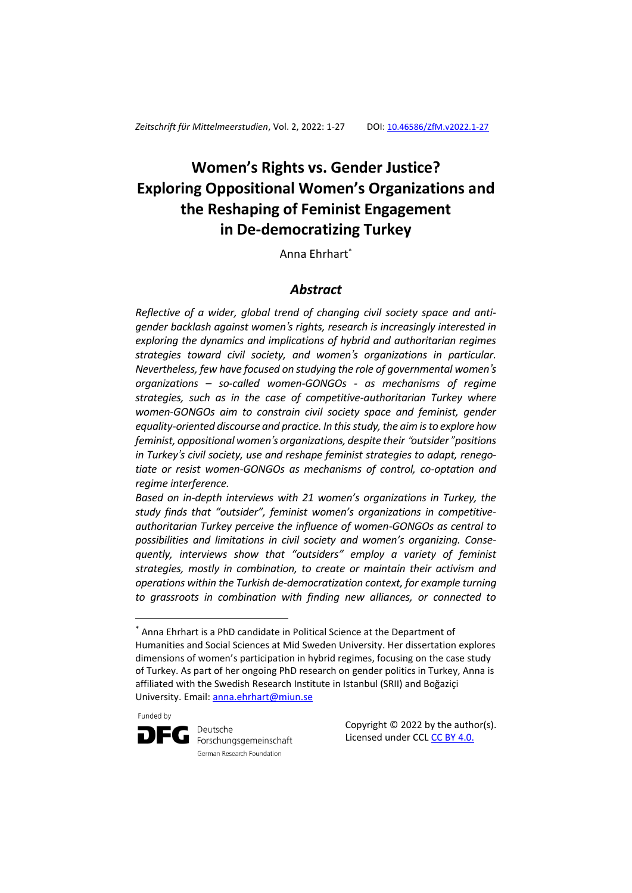*Zeitschrift für Mittelmeerstudien*, Vol. 2, 2022: 1-27 DOI: [10.46586/ZfM.v2022.1-27](https://doi.org/10.46586/ZfM.v2022.1-27)

# Women's Rights vs. Gender Justice? Exploring Oppositional Women's Organizations and the Reshaping of Feminist Engagement in De-democratizing Turkey

Anna Ehrhart[*]

## *Abstract*

*Reflective of a wider, global trend of changing civil society space and anti-gender backlash against women's rights, research is increasingly interested in exploring the dynamics and implications of hybrid and authoritarian regimes strategies toward civil society, and women's organizations in particular. Nevertheless, few have focused on studying the role of governmental women's organizations – so-called women-GONGOs - as mechanisms of regime strategies, such as in the case of competitive-authoritarian Turkey where women-GONGOs aim to constrain civil society space and feminist, gender equality-oriented discourse and practice. In this study, the aim is to explore how feminist, oppositional women's organizations, despite their "outsider"positions in Turkey's civil society, use and reshape feminist strategies to adapt, renegotiate or resist women-GONGOs as mechanisms of control, co-optation and regime interference.*

*Based on in-depth interviews with 21 women's organizations in Turkey, the study finds that "outsider", feminist women's organizations in competitive-authoritarian Turkey perceive the influence of women-GONGOs as central to possibilities and limitations in civil society and women's organizing. Consequently, interviews show that "outsiders" employ a variety of feminist strategies, mostly in combination, to create or maintain their activism and operations within the Turkish de-democratization context, for example turning to grassroots in combination with finding new alliances, or connected to*

---

[*] Anna Ehrhart is a PhD candidate in Political Science at the Department of Humanities and Social Sciences at Mid Sweden University. Her dissertation explores dimensions of women's participation in hybrid regimes, focusing on the case study of Turkey. As part of her ongoing PhD research on gender politics in Turkey, Anna is affiliated with the Swedish Research Institute in Istanbul (SRII) and Boğaziçi University. Email: [anna.ehrhart@miun.se](mailto:anna.ehrhart@miun.se)

Funded by Deutsche Forschungsgemeinschaft – German Research Foundation

Copyright © 2022 by the author(s). Licensed under CCL [CC BY 4.0.](https://creativecommons.org/licenses/by/4.0/)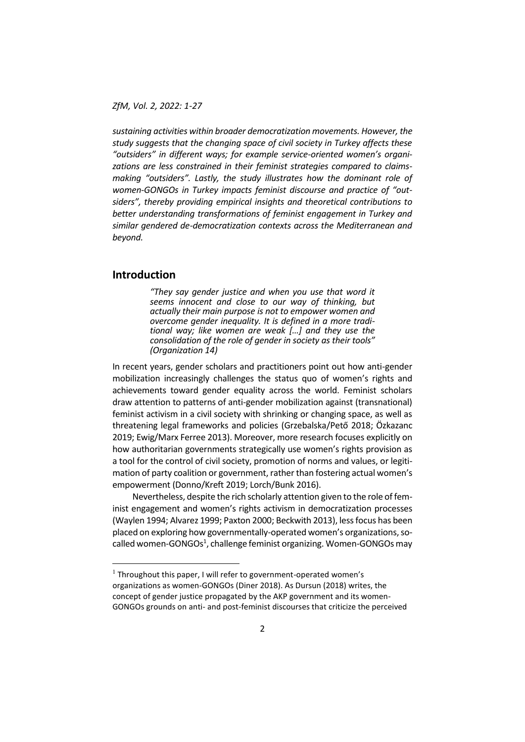*sustaining activities within broader democratization movements. However, the study suggests that the changing space of civil society in Turkey affects these "outsiders" in different ways; for example service-oriented women's organizations are less constrained in their feminist strategies compared to claims-making "outsiders". Lastly, the study illustrates how the dominant role of women-GONGOs in Turkey impacts feminist discourse and practice of "outsiders", thereby providing empirical insights and theoretical contributions to better understanding transformations of feminist engagement in Turkey and similar gendered de-democratization contexts across the Mediterranean and beyond.*

## Introduction

> *"They say gender justice and when you use that word it seems innocent and close to our way of thinking, but actually their main purpose is not to empower women and overcome gender inequality. It is defined in a more traditional way; like women are weak […] and they use the consolidation of the role of gender in society as their tools" (Organization 14)*

In recent years, gender scholars and practitioners point out how anti-gender mobilization increasingly challenges the status quo of women's rights and achievements toward gender equality across the world. Feminist scholars draw attention to patterns of anti-gender mobilization against (transnational) feminist activism in a civil society with shrinking or changing space, as well as threatening legal frameworks and policies (Grzebalska/Pető 2018; Özkazanc 2019; Ewig/Marx Ferree 2013). Moreover, more research focuses explicitly on how authoritarian governments strategically use women's rights provision as a tool for the control of civil society, promotion of norms and values, or legitimation of party coalition or government, rather than fostering actual women's empowerment (Donno/Kreft 2019; Lorch/Bunk 2016).

Nevertheless, despite the rich scholarly attention given to the role of feminist engagement and women's rights activism in democratization processes (Waylen 1994; Alvarez 1999; Paxton 2000; Beckwith 2013), less focus has been placed on exploring how governmentally-operated women's organizations, so-called women-GONGOs[1], challenge feminist organizing. Women-GONGOs may

[1] Throughout this paper, I will refer to government-operated women's organizations as women-GONGOs (Diner 2018). As Dursun (2018) writes, the concept of gender justice propagated by the AKP government and its women-GONGOs grounds on anti- and post-feminist discourses that criticize the perceived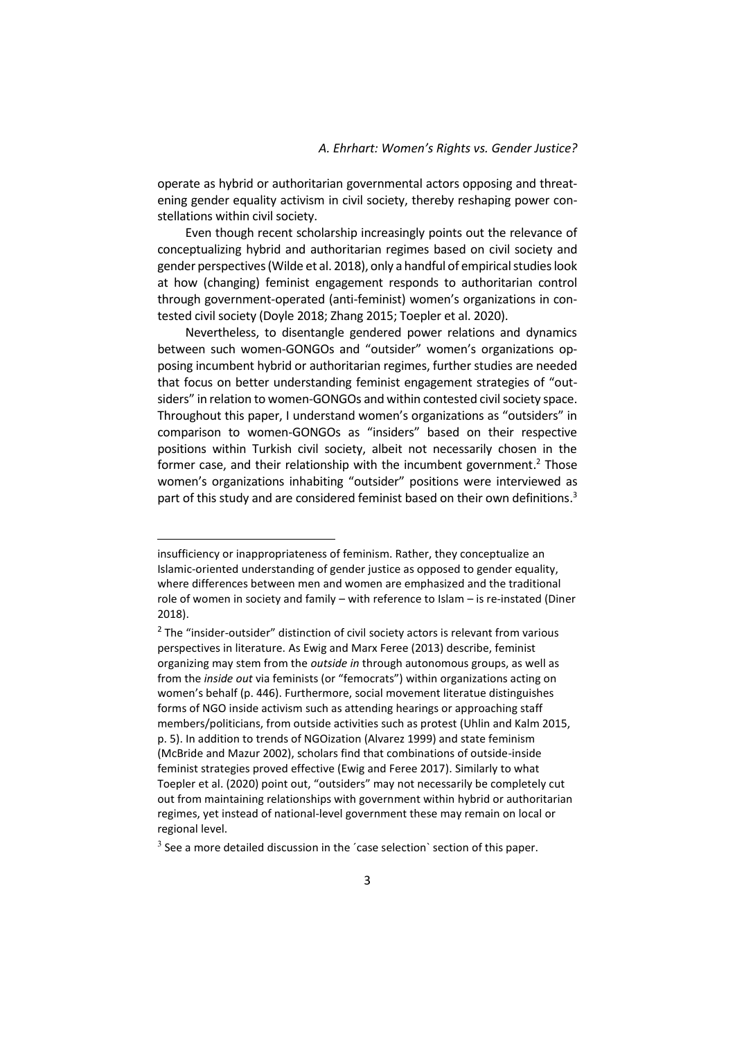operate as hybrid or authoritarian governmental actors opposing and threatening gender equality activism in civil society, thereby reshaping power constellations within civil society.

Even though recent scholarship increasingly points out the relevance of conceptualizing hybrid and authoritarian regimes based on civil society and gender perspectives (Wilde et al. 2018), only a handful of empirical studies look at how (changing) feminist engagement responds to authoritarian control through government-operated (anti-feminist) women's organizations in contested civil society (Doyle 2018; Zhang 2015; Toepler et al. 2020).

Nevertheless, to disentangle gendered power relations and dynamics between such women-GONGOs and "outsider" women's organizations opposing incumbent hybrid or authoritarian regimes, further studies are needed that focus on better understanding feminist engagement strategies of "outsiders" in relation to women-GONGOs and within contested civil society space. Throughout this paper, I understand women's organizations as "outsiders" in comparison to women-GONGOs as "insiders" based on their respective positions within Turkish civil society, albeit not necessarily chosen in the former case, and their relationship with the incumbent government.[2] Those women's organizations inhabiting "outsider" positions were interviewed as part of this study and are considered feminist based on their own definitions.[3]

---

insufficiency or inappropriateness of feminism. Rather, they conceptualize an Islamic-oriented understanding of gender justice as opposed to gender equality, where differences between men and women are emphasized and the traditional role of women in society and family – with reference to Islam – is re-instated (Diner 2018).

[2] The "insider-outsider" distinction of civil society actors is relevant from various perspectives in literature. As Ewig and Marx Feree (2013) describe, feminist organizing may stem from the *outside in* through autonomous groups, as well as from the *inside out* via feminists (or "femocrats") within organizations acting on women's behalf (p. 446). Furthermore, social movement literatue distinguishes forms of NGO inside activism such as attending hearings or approaching staff members/politicians, from outside activities such as protest (Uhlin and Kalm 2015, p. 5). In addition to trends of NGOization (Alvarez 1999) and state feminism (McBride and Mazur 2002), scholars find that combinations of outside-inside feminist strategies proved effective (Ewig and Feree 2017). Similarly to what Toepler et al. (2020) point out, "outsiders" may not necessarily be completely cut out from maintaining relationships with government within hybrid or authoritarian regimes, yet instead of national-level government these may remain on local or regional level.

[3] See a more detailed discussion in the ´case selection` section of this paper.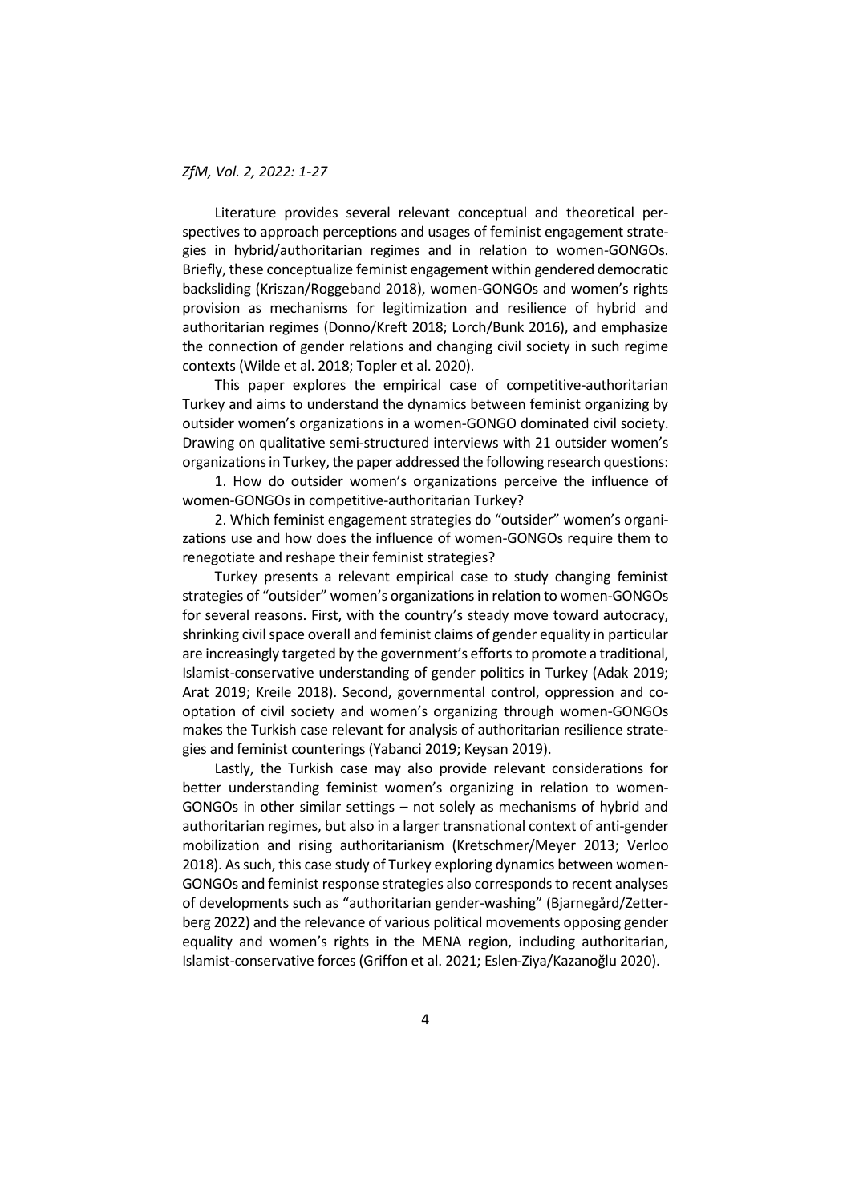Literature provides several relevant conceptual and theoretical perspectives to approach perceptions and usages of feminist engagement strategies in hybrid/authoritarian regimes and in relation to women-GONGOs. Briefly, these conceptualize feminist engagement within gendered democratic backsliding (Kriszan/Roggeband 2018), women-GONGOs and women's rights provision as mechanisms for legitimization and resilience of hybrid and authoritarian regimes (Donno/Kreft 2018; Lorch/Bunk 2016), and emphasize the connection of gender relations and changing civil society in such regime contexts (Wilde et al. 2018; Topler et al. 2020).

This paper explores the empirical case of competitive-authoritarian Turkey and aims to understand the dynamics between feminist organizing by outsider women's organizations in a women-GONGO dominated civil society. Drawing on qualitative semi-structured interviews with 21 outsider women's organizations in Turkey, the paper addressed the following research questions:

1. How do outsider women's organizations perceive the influence of women-GONGOs in competitive-authoritarian Turkey?

2. Which feminist engagement strategies do "outsider" women's organizations use and how does the influence of women-GONGOs require them to renegotiate and reshape their feminist strategies?

Turkey presents a relevant empirical case to study changing feminist strategies of "outsider" women's organizations in relation to women-GONGOs for several reasons. First, with the country's steady move toward autocracy, shrinking civil space overall and feminist claims of gender equality in particular are increasingly targeted by the government's efforts to promote a traditional, Islamist-conservative understanding of gender politics in Turkey (Adak 2019; Arat 2019; Kreile 2018). Second, governmental control, oppression and co-optation of civil society and women's organizing through women-GONGOs makes the Turkish case relevant for analysis of authoritarian resilience strategies and feminist counterings (Yabanci 2019; Keysan 2019).

Lastly, the Turkish case may also provide relevant considerations for better understanding feminist women's organizing in relation to women-GONGOs in other similar settings – not solely as mechanisms of hybrid and authoritarian regimes, but also in a larger transnational context of anti-gender mobilization and rising authoritarianism (Kretschmer/Meyer 2013; Verloo 2018). As such, this case study of Turkey exploring dynamics between women-GONGOs and feminist response strategies also corresponds to recent analyses of developments such as "authoritarian gender-washing" (Bjarnegård/Zetterberg 2022) and the relevance of various political movements opposing gender equality and women's rights in the MENA region, including authoritarian, Islamist-conservative forces (Griffon et al. 2021; Eslen-Ziya/Kazanoğlu 2020).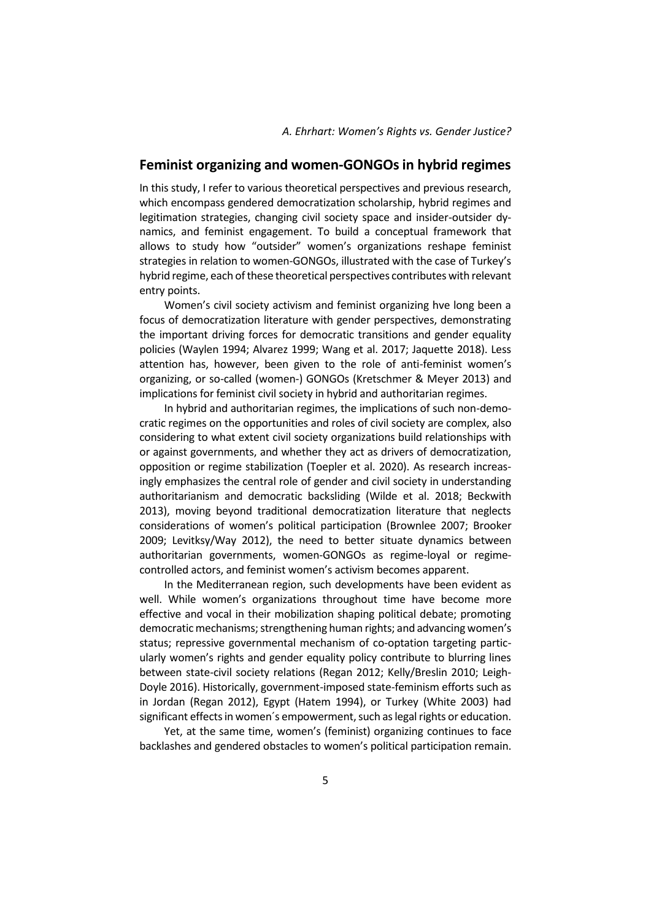## Feminist organizing and women-GONGOs in hybrid regimes

In this study, I refer to various theoretical perspectives and previous research, which encompass gendered democratization scholarship, hybrid regimes and legitimation strategies, changing civil society space and insider-outsider dynamics, and feminist engagement. To build a conceptual framework that allows to study how "outsider" women's organizations reshape feminist strategies in relation to women-GONGOs, illustrated with the case of Turkey's hybrid regime, each of these theoretical perspectives contributes with relevant entry points.

Women's civil society activism and feminist organizing hve long been a focus of democratization literature with gender perspectives, demonstrating the important driving forces for democratic transitions and gender equality policies (Waylen 1994; Alvarez 1999; Wang et al. 2017; Jaquette 2018). Less attention has, however, been given to the role of anti-feminist women's organizing, or so-called (women-) GONGOs (Kretschmer & Meyer 2013) and implications for feminist civil society in hybrid and authoritarian regimes.

In hybrid and authoritarian regimes, the implications of such non-democratic regimes on the opportunities and roles of civil society are complex, also considering to what extent civil society organizations build relationships with or against governments, and whether they act as drivers of democratization, opposition or regime stabilization (Toepler et al. 2020). As research increasingly emphasizes the central role of gender and civil society in understanding authoritarianism and democratic backsliding (Wilde et al. 2018; Beckwith 2013), moving beyond traditional democratization literature that neglects considerations of women's political participation (Brownlee 2007; Brooker 2009; Levitksy/Way 2012), the need to better situate dynamics between authoritarian governments, women-GONGOs as regime-loyal or regime-controlled actors, and feminist women's activism becomes apparent.

In the Mediterranean region, such developments have been evident as well. While women's organizations throughout time have become more effective and vocal in their mobilization shaping political debate; promoting democratic mechanisms; strengthening human rights; and advancing women's status; repressive governmental mechanism of co-optation targeting particularly women's rights and gender equality policy contribute to blurring lines between state-civil society relations (Regan 2012; Kelly/Breslin 2010; Leigh-Doyle 2016). Historically, government-imposed state-feminism efforts such as in Jordan (Regan 2012), Egypt (Hatem 1994), or Turkey (White 2003) had significant effects in women´s empowerment, such as legal rights or education.

Yet, at the same time, women's (feminist) organizing continues to face backlashes and gendered obstacles to women's political participation remain.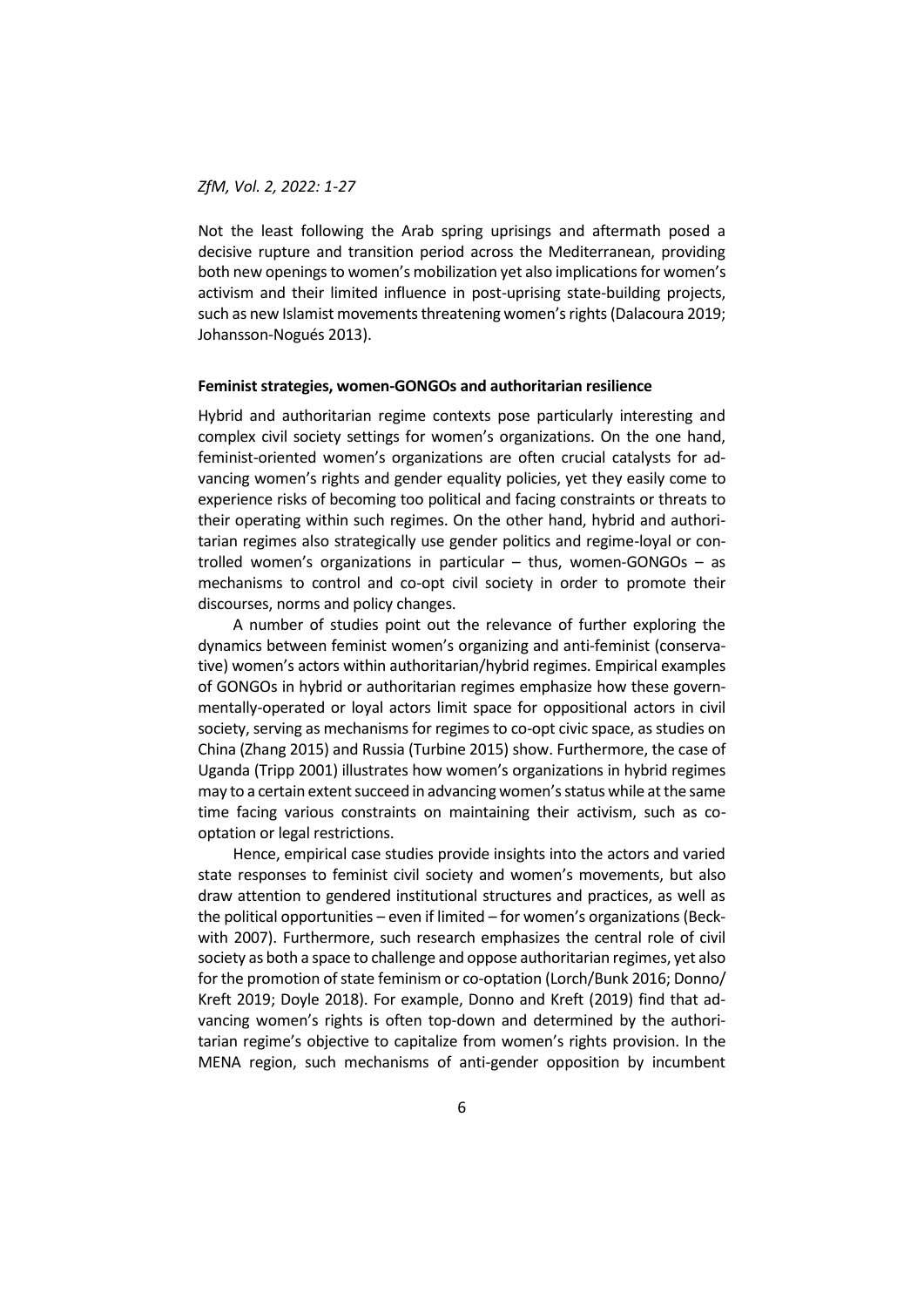Not the least following the Arab spring uprisings and aftermath posed a decisive rupture and transition period across the Mediterranean, providing both new openings to women's mobilization yet also implications for women's activism and their limited influence in post-uprising state-building projects, such as new Islamist movements threatening women's rights (Dalacoura 2019; Johansson-Nogués 2013).

### Feminist strategies, women-GONGOs and authoritarian resilience

Hybrid and authoritarian regime contexts pose particularly interesting and complex civil society settings for women's organizations. On the one hand, feminist-oriented women's organizations are often crucial catalysts for advancing women's rights and gender equality policies, yet they easily come to experience risks of becoming too political and facing constraints or threats to their operating within such regimes. On the other hand, hybrid and authoritarian regimes also strategically use gender politics and regime-loyal or controlled women's organizations in particular – thus, women-GONGOs – as mechanisms to control and co-opt civil society in order to promote their discourses, norms and policy changes.

A number of studies point out the relevance of further exploring the dynamics between feminist women's organizing and anti-feminist (conservative) women's actors within authoritarian/hybrid regimes. Empirical examples of GONGOs in hybrid or authoritarian regimes emphasize how these governmentally-operated or loyal actors limit space for oppositional actors in civil society, serving as mechanisms for regimes to co-opt civic space, as studies on China (Zhang 2015) and Russia (Turbine 2015) show. Furthermore, the case of Uganda (Tripp 2001) illustrates how women's organizations in hybrid regimes may to a certain extent succeed in advancing women's status while at the same time facing various constraints on maintaining their activism, such as co-optation or legal restrictions.

Hence, empirical case studies provide insights into the actors and varied state responses to feminist civil society and women's movements, but also draw attention to gendered institutional structures and practices, as well as the political opportunities – even if limited – for women's organizations (Beckwith 2007). Furthermore, such research emphasizes the central role of civil society as both a space to challenge and oppose authoritarian regimes, yet also for the promotion of state feminism or co-optation (Lorch/Bunk 2016; Donno/Kreft 2019; Doyle 2018). For example, Donno and Kreft (2019) find that advancing women's rights is often top-down and determined by the authoritarian regime's objective to capitalize from women's rights provision. In the MENA region, such mechanisms of anti-gender opposition by incumbent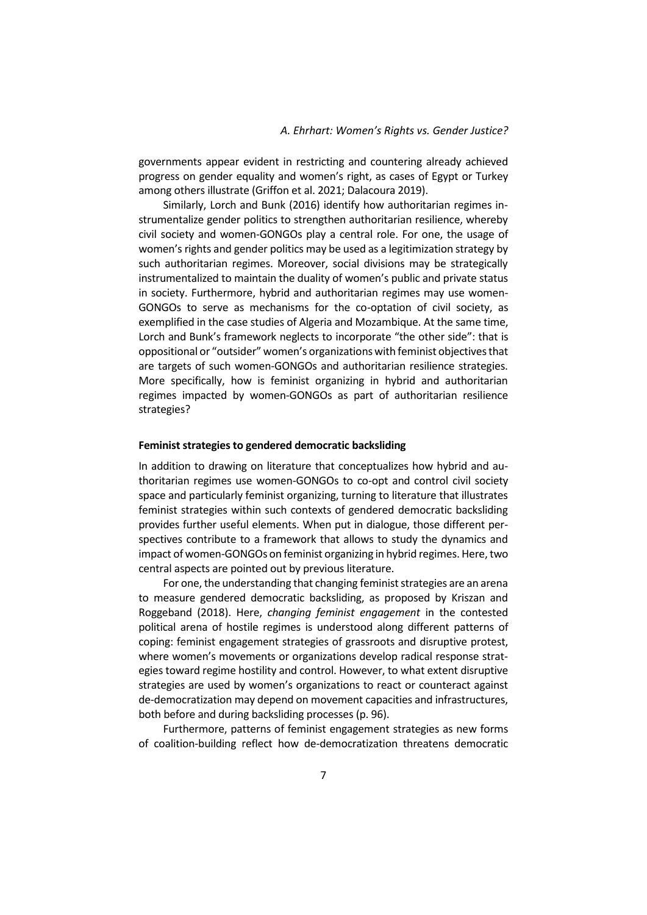governments appear evident in restricting and countering already achieved progress on gender equality and women's right, as cases of Egypt or Turkey among others illustrate (Griffon et al. 2021; Dalacoura 2019).

Similarly, Lorch and Bunk (2016) identify how authoritarian regimes instrumentalize gender politics to strengthen authoritarian resilience, whereby civil society and women-GONGOs play a central role. For one, the usage of women's rights and gender politics may be used as a legitimization strategy by such authoritarian regimes. Moreover, social divisions may be strategically instrumentalized to maintain the duality of women's public and private status in society. Furthermore, hybrid and authoritarian regimes may use women-GONGOs to serve as mechanisms for the co-optation of civil society, as exemplified in the case studies of Algeria and Mozambique. At the same time, Lorch and Bunk's framework neglects to incorporate "the other side": that is oppositional or "outsider" women's organizations with feminist objectives that are targets of such women-GONGOs and authoritarian resilience strategies. More specifically, how is feminist organizing in hybrid and authoritarian regimes impacted by women-GONGOs as part of authoritarian resilience strategies?

### Feminist strategies to gendered democratic backsliding

In addition to drawing on literature that conceptualizes how hybrid and authoritarian regimes use women-GONGOs to co-opt and control civil society space and particularly feminist organizing, turning to literature that illustrates feminist strategies within such contexts of gendered democratic backsliding provides further useful elements. When put in dialogue, those different perspectives contribute to a framework that allows to study the dynamics and impact of women-GONGOs on feminist organizing in hybrid regimes. Here, two central aspects are pointed out by previous literature.

For one, the understanding that changing feminist strategies are an arena to measure gendered democratic backsliding, as proposed by Kriszan and Roggeband (2018). Here, *changing feminist engagement* in the contested political arena of hostile regimes is understood along different patterns of coping: feminist engagement strategies of grassroots and disruptive protest, where women's movements or organizations develop radical response strategies toward regime hostility and control. However, to what extent disruptive strategies are used by women's organizations to react or counteract against de-democratization may depend on movement capacities and infrastructures, both before and during backsliding processes (p. 96).

Furthermore, patterns of feminist engagement strategies as new forms of coalition-building reflect how de-democratization threatens democratic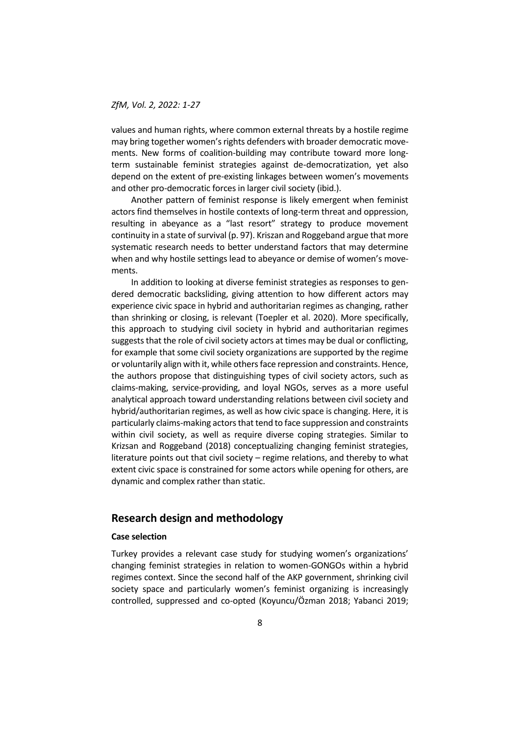values and human rights, where common external threats by a hostile regime may bring together women's rights defenders with broader democratic movements. New forms of coalition-building may contribute toward more long-term sustainable feminist strategies against de-democratization, yet also depend on the extent of pre-existing linkages between women's movements and other pro-democratic forces in larger civil society (ibid.).

Another pattern of feminist response is likely emergent when feminist actors find themselves in hostile contexts of long-term threat and oppression, resulting in abeyance as a "last resort" strategy to produce movement continuity in a state of survival (p. 97). Kriszan and Roggeband argue that more systematic research needs to better understand factors that may determine when and why hostile settings lead to abeyance or demise of women's movements.

In addition to looking at diverse feminist strategies as responses to gendered democratic backsliding, giving attention to how different actors may experience civic space in hybrid and authoritarian regimes as changing, rather than shrinking or closing, is relevant (Toepler et al. 2020). More specifically, this approach to studying civil society in hybrid and authoritarian regimes suggests that the role of civil society actors at times may be dual or conflicting, for example that some civil society organizations are supported by the regime or voluntarily align with it, while others face repression and constraints. Hence, the authors propose that distinguishing types of civil society actors, such as claims-making, service-providing, and loyal NGOs, serves as a more useful analytical approach toward understanding relations between civil society and hybrid/authoritarian regimes, as well as how civic space is changing. Here, it is particularly claims-making actors that tend to face suppression and constraints within civil society, as well as require diverse coping strategies. Similar to Krizsan and Roggeband (2018) conceptualizing changing feminist strategies, literature points out that civil society – regime relations, and thereby to what extent civic space is constrained for some actors while opening for others, are dynamic and complex rather than static.

## Research design and methodology

### Case selection

Turkey provides a relevant case study for studying women's organizations' changing feminist strategies in relation to women-GONGOs within a hybrid regimes context. Since the second half of the AKP government, shrinking civil society space and particularly women's feminist organizing is increasingly controlled, suppressed and co-opted (Koyuncu/Özman 2018; Yabanci 2019;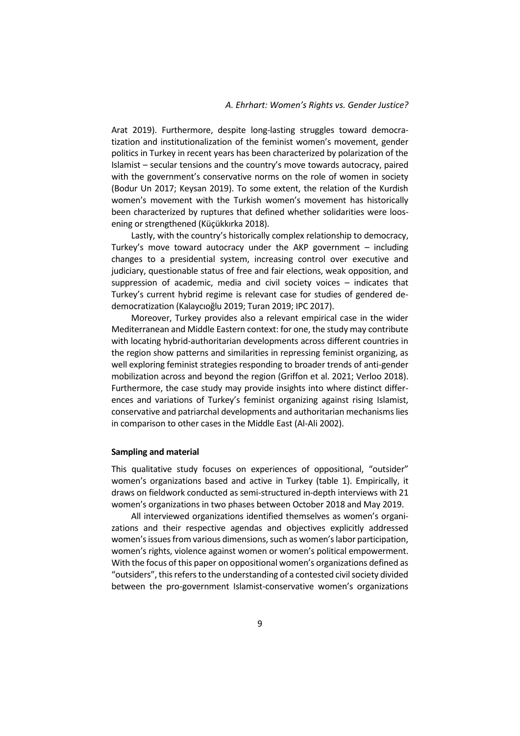Arat 2019). Furthermore, despite long-lasting struggles toward democratization and institutionalization of the feminist women's movement, gender politics in Turkey in recent years has been characterized by polarization of the Islamist – secular tensions and the country's move towards autocracy, paired with the government's conservative norms on the role of women in society (Bodur Un 2017; Keysan 2019). To some extent, the relation of the Kurdish women's movement with the Turkish women's movement has historically been characterized by ruptures that defined whether solidarities were loosening or strengthened (Küçükkırka 2018).

Lastly, with the country's historically complex relationship to democracy, Turkey's move toward autocracy under the AKP government – including changes to a presidential system, increasing control over executive and judiciary, questionable status of free and fair elections, weak opposition, and suppression of academic, media and civil society voices – indicates that Turkey's current hybrid regime is relevant case for studies of gendered de-democratization (Kalaycıoğlu 2019; Turan 2019; IPC 2017).

Moreover, Turkey provides also a relevant empirical case in the wider Mediterranean and Middle Eastern context: for one, the study may contribute with locating hybrid-authoritarian developments across different countries in the region show patterns and similarities in repressing feminist organizing, as well exploring feminist strategies responding to broader trends of anti-gender mobilization across and beyond the region (Griffon et al. 2021; Verloo 2018). Furthermore, the case study may provide insights into where distinct differences and variations of Turkey's feminist organizing against rising Islamist, conservative and patriarchal developments and authoritarian mechanisms lies in comparison to other cases in the Middle East (Al-Ali 2002).

**Sampling and material**

This qualitative study focuses on experiences of oppositional, "outsider" women's organizations based and active in Turkey (table 1). Empirically, it draws on fieldwork conducted as semi-structured in-depth interviews with 21 women's organizations in two phases between October 2018 and May 2019.

All interviewed organizations identified themselves as women's organizations and their respective agendas and objectives explicitly addressed women's issues from various dimensions, such as women's labor participation, women's rights, violence against women or women's political empowerment. With the focus of this paper on oppositional women's organizations defined as "outsiders", this refers to the understanding of a contested civil society divided between the pro-government Islamist-conservative women's organizations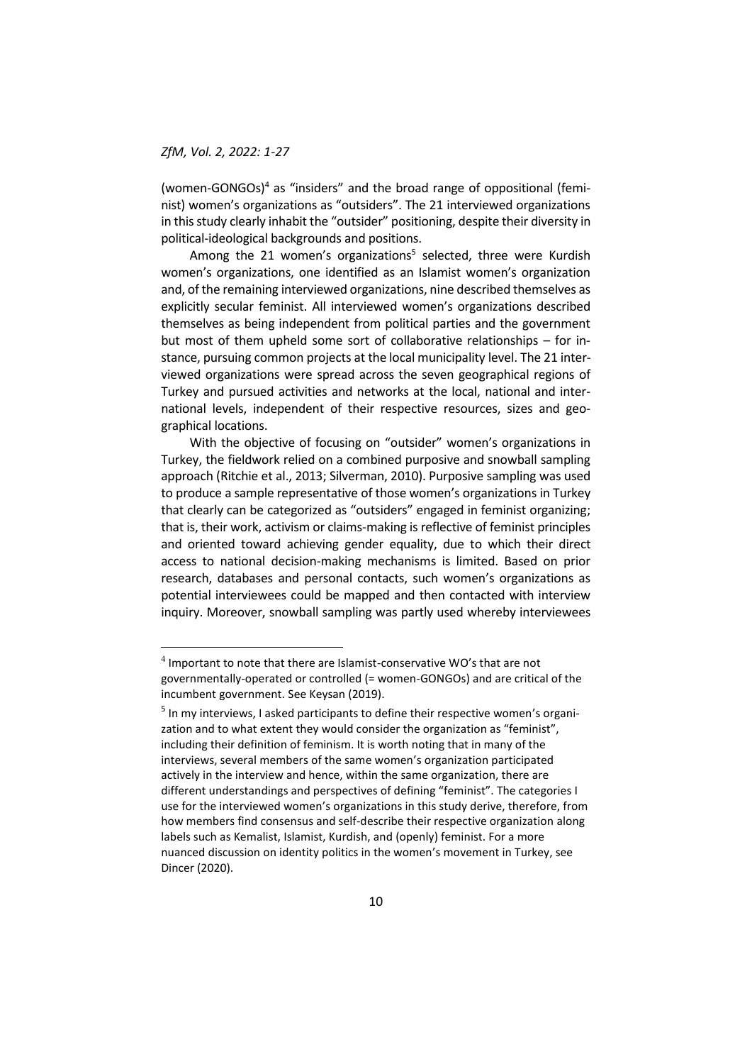(women-GONGOs)[4] as "insiders" and the broad range of oppositional (feminist) women's organizations as "outsiders". The 21 interviewed organizations in this study clearly inhabit the "outsider" positioning, despite their diversity in political-ideological backgrounds and positions.

Among the 21 women's organizations[5] selected, three were Kurdish women's organizations, one identified as an Islamist women's organization and, of the remaining interviewed organizations, nine described themselves as explicitly secular feminist. All interviewed women's organizations described themselves as being independent from political parties and the government but most of them upheld some sort of collaborative relationships – for instance, pursuing common projects at the local municipality level. The 21 interviewed organizations were spread across the seven geographical regions of Turkey and pursued activities and networks at the local, national and international levels, independent of their respective resources, sizes and geographical locations.

With the objective of focusing on "outsider" women's organizations in Turkey, the fieldwork relied on a combined purposive and snowball sampling approach (Ritchie et al., 2013; Silverman, 2010). Purposive sampling was used to produce a sample representative of those women's organizations in Turkey that clearly can be categorized as "outsiders" engaged in feminist organizing; that is, their work, activism or claims-making is reflective of feminist principles and oriented toward achieving gender equality, due to which their direct access to national decision-making mechanisms is limited. Based on prior research, databases and personal contacts, such women's organizations as potential interviewees could be mapped and then contacted with interview inquiry. Moreover, snowball sampling was partly used whereby interviewees

---

[4] Important to note that there are Islamist-conservative WO's that are not governmentally-operated or controlled (= women-GONGOs) and are critical of the incumbent government. See Keysan (2019).

[5] In my interviews, I asked participants to define their respective women's organization and to what extent they would consider the organization as "feminist", including their definition of feminism. It is worth noting that in many of the interviews, several members of the same women's organization participated actively in the interview and hence, within the same organization, there are different understandings and perspectives of defining "feminist". The categories I use for the interviewed women's organizations in this study derive, therefore, from how members find consensus and self-describe their respective organization along labels such as Kemalist, Islamist, Kurdish, and (openly) feminist. For a more nuanced discussion on identity politics in the women's movement in Turkey, see Dincer (2020).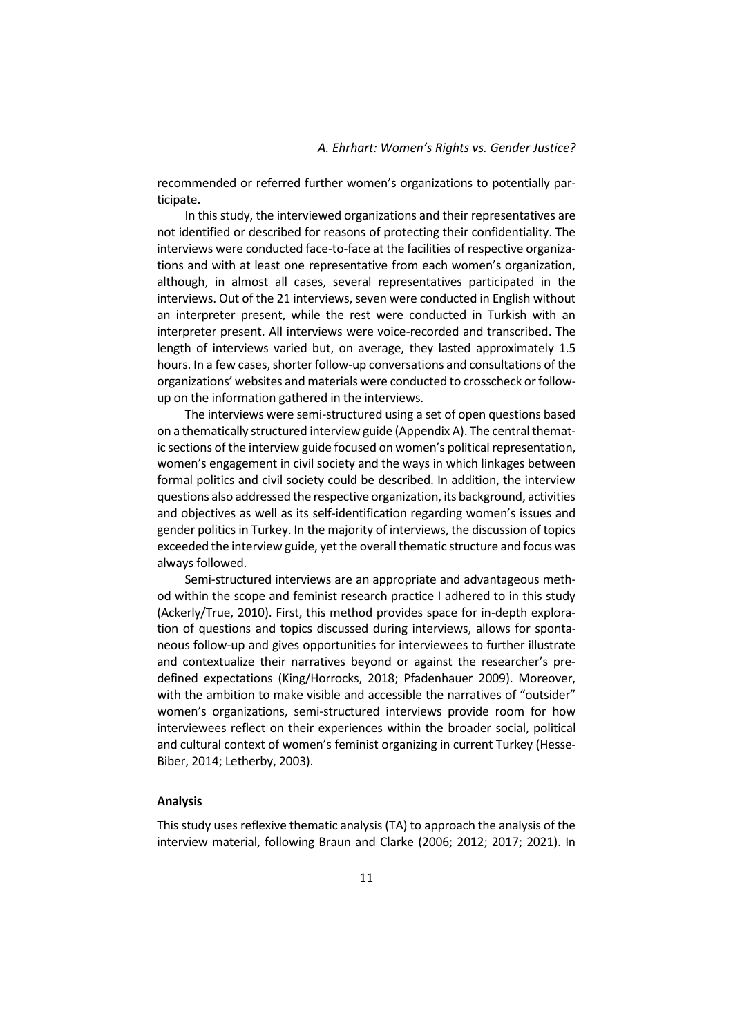recommended or referred further women's organizations to potentially participate.

In this study, the interviewed organizations and their representatives are not identified or described for reasons of protecting their confidentiality. The interviews were conducted face-to-face at the facilities of respective organizations and with at least one representative from each women's organization, although, in almost all cases, several representatives participated in the interviews. Out of the 21 interviews, seven were conducted in English without an interpreter present, while the rest were conducted in Turkish with an interpreter present. All interviews were voice-recorded and transcribed. The length of interviews varied but, on average, they lasted approximately 1.5 hours. In a few cases, shorter follow-up conversations and consultations of the organizations' websites and materials were conducted to crosscheck or follow-up on the information gathered in the interviews.

The interviews were semi-structured using a set of open questions based on a thematically structured interview guide (Appendix A). The central thematic sections of the interview guide focused on women's political representation, women's engagement in civil society and the ways in which linkages between formal politics and civil society could be described. In addition, the interview questions also addressed the respective organization, its background, activities and objectives as well as its self-identification regarding women's issues and gender politics in Turkey. In the majority of interviews, the discussion of topics exceeded the interview guide, yet the overall thematic structure and focus was always followed.

Semi-structured interviews are an appropriate and advantageous method within the scope and feminist research practice I adhered to in this study (Ackerly/True, 2010). First, this method provides space for in-depth exploration of questions and topics discussed during interviews, allows for spontaneous follow-up and gives opportunities for interviewees to further illustrate and contextualize their narratives beyond or against the researcher's predefined expectations (King/Horrocks, 2018; Pfadenhauer 2009). Moreover, with the ambition to make visible and accessible the narratives of "outsider" women's organizations, semi-structured interviews provide room for how interviewees reflect on their experiences within the broader social, political and cultural context of women's feminist organizing in current Turkey (Hesse-Biber, 2014; Letherby, 2003).

### Analysis

This study uses reflexive thematic analysis (TA) to approach the analysis of the interview material, following Braun and Clarke (2006; 2012; 2017; 2021). In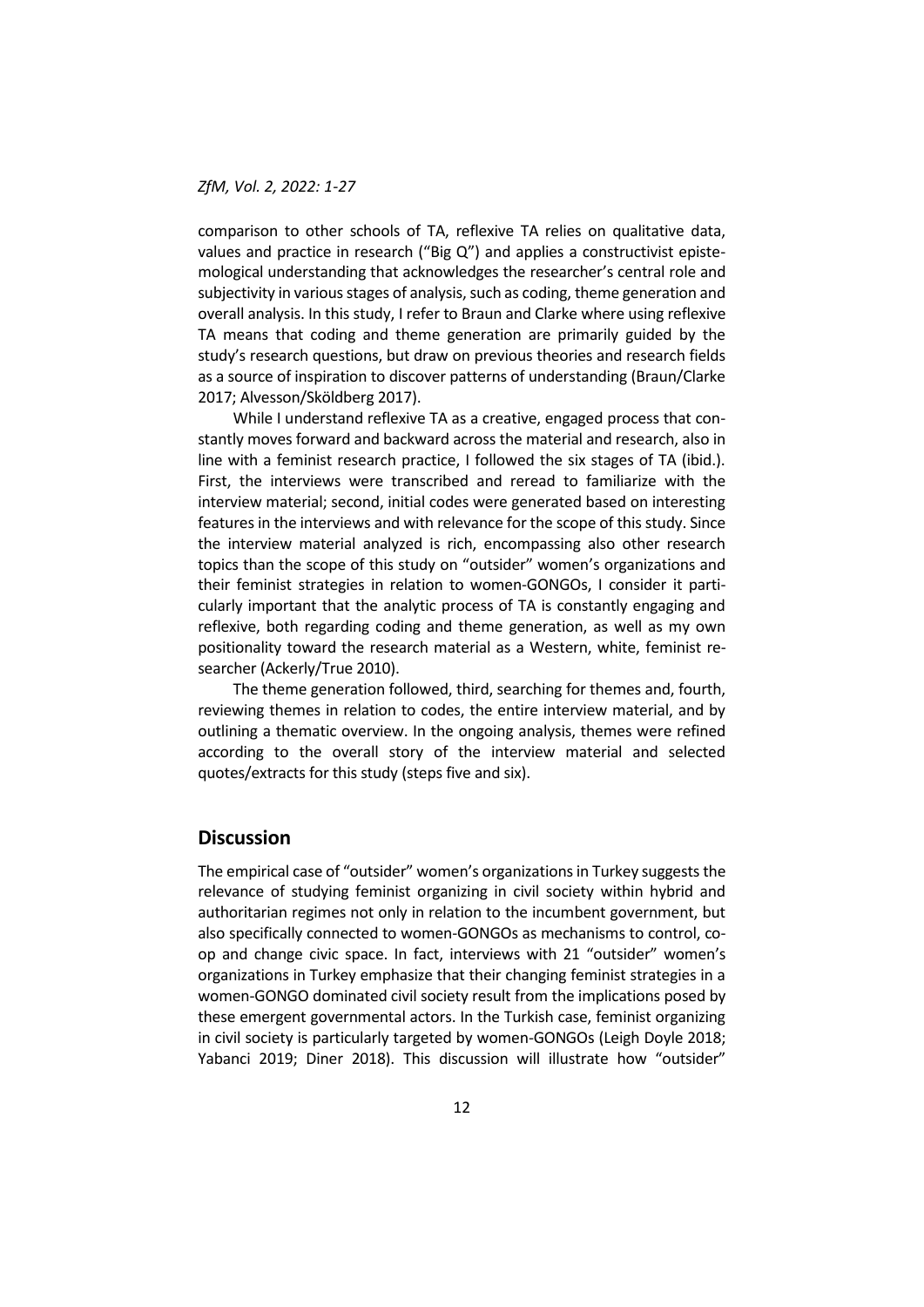comparison to other schools of TA, reflexive TA relies on qualitative data, values and practice in research ("Big Q") and applies a constructivist epistemological understanding that acknowledges the researcher's central role and subjectivity in various stages of analysis, such as coding, theme generation and overall analysis. In this study, I refer to Braun and Clarke where using reflexive TA means that coding and theme generation are primarily guided by the study's research questions, but draw on previous theories and research fields as a source of inspiration to discover patterns of understanding (Braun/Clarke 2017; Alvesson/Sköldberg 2017).

While I understand reflexive TA as a creative, engaged process that constantly moves forward and backward across the material and research, also in line with a feminist research practice, I followed the six stages of TA (ibid.). First, the interviews were transcribed and reread to familiarize with the interview material; second, initial codes were generated based on interesting features in the interviews and with relevance for the scope of this study. Since the interview material analyzed is rich, encompassing also other research topics than the scope of this study on "outsider" women's organizations and their feminist strategies in relation to women-GONGOs, I consider it particularly important that the analytic process of TA is constantly engaging and reflexive, both regarding coding and theme generation, as well as my own positionality toward the research material as a Western, white, feminist researcher (Ackerly/True 2010).

The theme generation followed, third, searching for themes and, fourth, reviewing themes in relation to codes, the entire interview material, and by outlining a thematic overview. In the ongoing analysis, themes were refined according to the overall story of the interview material and selected quotes/extracts for this study (steps five and six).

## Discussion

The empirical case of "outsider" women's organizations in Turkey suggests the relevance of studying feminist organizing in civil society within hybrid and authoritarian regimes not only in relation to the incumbent government, but also specifically connected to women-GONGOs as mechanisms to control, co-op and change civic space. In fact, interviews with 21 "outsider" women's organizations in Turkey emphasize that their changing feminist strategies in a women-GONGO dominated civil society result from the implications posed by these emergent governmental actors. In the Turkish case, feminist organizing in civil society is particularly targeted by women-GONGOs (Leigh Doyle 2018; Yabanci 2019; Diner 2018). This discussion will illustrate how "outsider"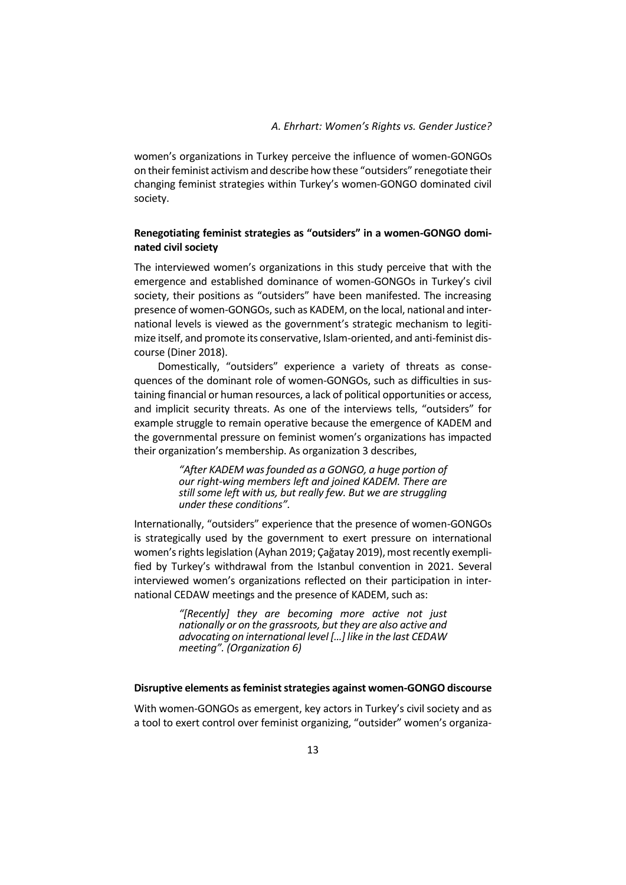women's organizations in Turkey perceive the influence of women-GONGOs on their feminist activism and describe how these "outsiders" renegotiate their changing feminist strategies within Turkey's women-GONGO dominated civil society.

### Renegotiating feminist strategies as "outsiders" in a women-GONGO dominated civil society

The interviewed women's organizations in this study perceive that with the emergence and established dominance of women-GONGOs in Turkey's civil society, their positions as "outsiders" have been manifested. The increasing presence of women-GONGOs, such as KADEM, on the local, national and international levels is viewed as the government's strategic mechanism to legitimize itself, and promote its conservative, Islam-oriented, and anti-feminist discourse (Diner 2018).

Domestically, "outsiders" experience a variety of threats as consequences of the dominant role of women-GONGOs, such as difficulties in sustaining financial or human resources, a lack of political opportunities or access, and implicit security threats. As one of the interviews tells, "outsiders" for example struggle to remain operative because the emergence of KADEM and the governmental pressure on feminist women's organizations has impacted their organization's membership. As organization 3 describes,

> *"After KADEM was founded as a GONGO, a huge portion of our right-wing members left and joined KADEM. There are still some left with us, but really few. But we are struggling under these conditions".*

Internationally, "outsiders" experience that the presence of women-GONGOs is strategically used by the government to exert pressure on international women's rights legislation (Ayhan 2019; Çağatay 2019), most recently exemplified by Turkey's withdrawal from the Istanbul convention in 2021. Several interviewed women's organizations reflected on their participation in international CEDAW meetings and the presence of KADEM, such as:

> *"[Recently] they are becoming more active not just nationally or on the grassroots, but they are also active and advocating on international level [...] like in the last CEDAW meeting". (Organization 6)*

### Disruptive elements as feminist strategies against women-GONGO discourse

With women-GONGOs as emergent, key actors in Turkey's civil society and as a tool to exert control over feminist organizing, "outsider" women's organiza-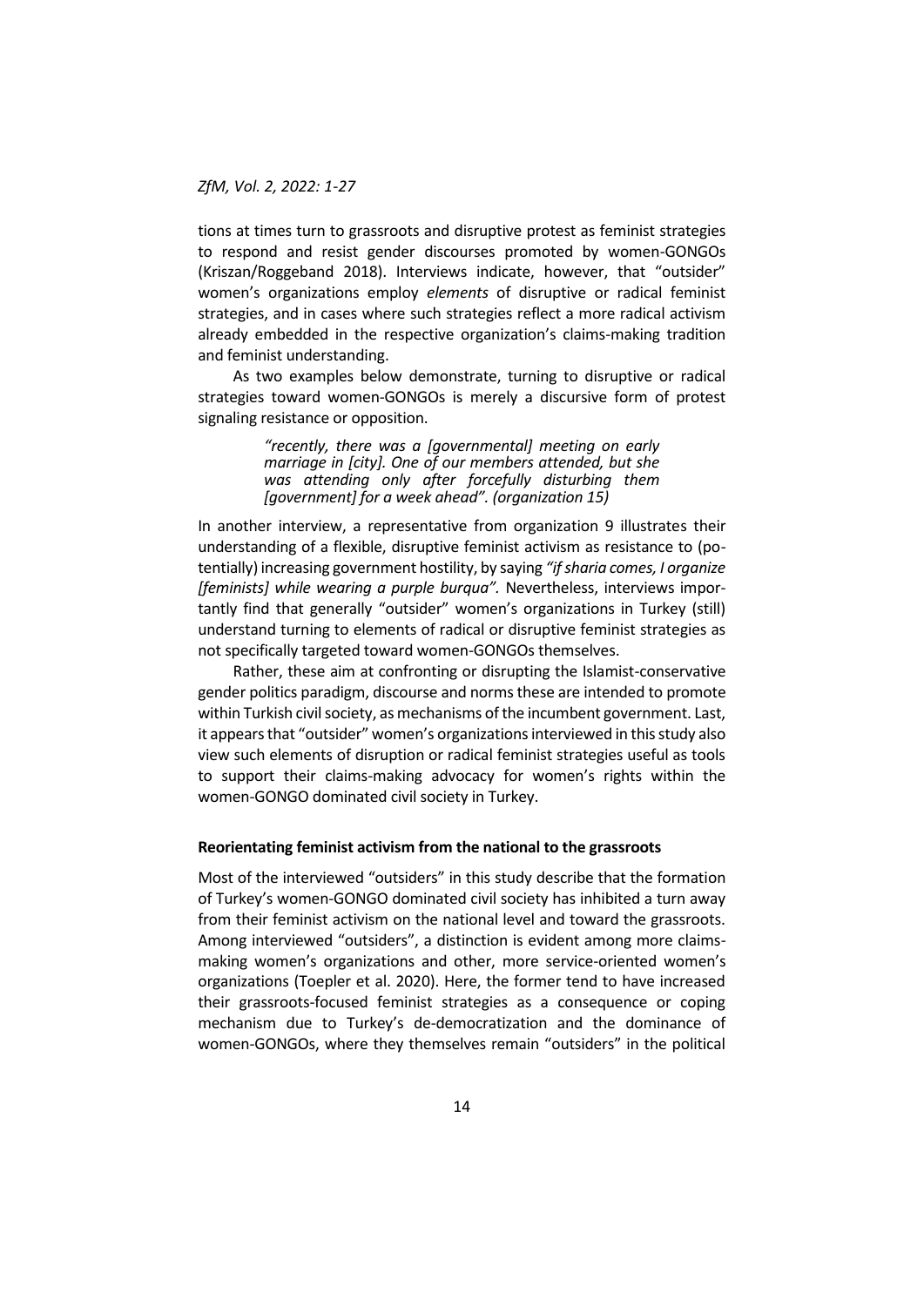tions at times turn to grassroots and disruptive protest as feminist strategies to respond and resist gender discourses promoted by women-GONGOs (Kriszan/Roggeband 2018). Interviews indicate, however, that "outsider" women's organizations employ *elements* of disruptive or radical feminist strategies, and in cases where such strategies reflect a more radical activism already embedded in the respective organization's claims-making tradition and feminist understanding.

As two examples below demonstrate, turning to disruptive or radical strategies toward women-GONGOs is merely a discursive form of protest signaling resistance or opposition.

> *"recently, there was a [governmental] meeting on early marriage in [city]. One of our members attended, but she was attending only after forcefully disturbing them [government] for a week ahead". (organization 15)*

In another interview, a representative from organization 9 illustrates their understanding of a flexible, disruptive feminist activism as resistance to (potentially) increasing government hostility, by saying *"if sharia comes, I organize [feminists] while wearing a purple burqua".* Nevertheless, interviews importantly find that generally "outsider" women's organizations in Turkey (still) understand turning to elements of radical or disruptive feminist strategies as not specifically targeted toward women-GONGOs themselves.

Rather, these aim at confronting or disrupting the Islamist-conservative gender politics paradigm, discourse and norms these are intended to promote within Turkish civil society, as mechanisms of the incumbent government. Last, it appears that "outsider" women's organizations interviewed in this study also view such elements of disruption or radical feminist strategies useful as tools to support their claims-making advocacy for women's rights within the women-GONGO dominated civil society in Turkey.

### Reorientating feminist activism from the national to the grassroots

Most of the interviewed "outsiders" in this study describe that the formation of Turkey's women-GONGO dominated civil society has inhibited a turn away from their feminist activism on the national level and toward the grassroots. Among interviewed "outsiders", a distinction is evident among more claims-making women's organizations and other, more service-oriented women's organizations (Toepler et al. 2020). Here, the former tend to have increased their grassroots-focused feminist strategies as a consequence or coping mechanism due to Turkey's de-democratization and the dominance of women-GONGOs, where they themselves remain "outsiders" in the political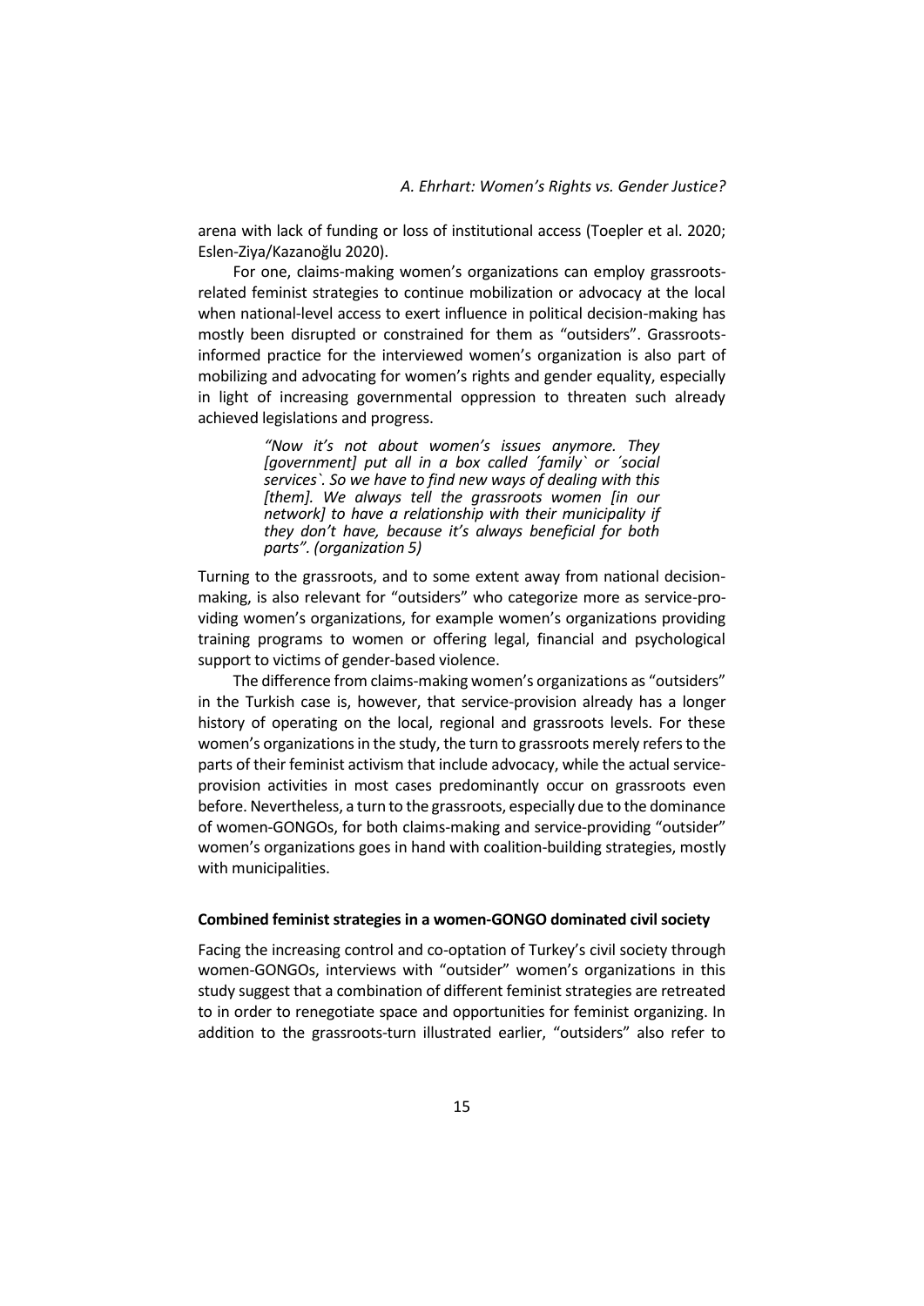arena with lack of funding or loss of institutional access (Toepler et al. 2020; Eslen-Ziya/Kazanoğlu 2020).

For one, claims-making women's organizations can employ grassroots-related feminist strategies to continue mobilization or advocacy at the local when national-level access to exert influence in political decision-making has mostly been disrupted or constrained for them as "outsiders". Grassroots-informed practice for the interviewed women's organization is also part of mobilizing and advocating for women's rights and gender equality, especially in light of increasing governmental oppression to threaten such already achieved legislations and progress.

> *"Now it's not about women's issues anymore. They [government] put all in a box called ´family` or ´social services`. So we have to find new ways of dealing with this [them]. We always tell the grassroots women [in our network] to have a relationship with their municipality if they don't have, because it's always beneficial for both parts". (organization 5)*

Turning to the grassroots, and to some extent away from national decision-making, is also relevant for "outsiders" who categorize more as service-providing women's organizations, for example women's organizations providing training programs to women or offering legal, financial and psychological support to victims of gender-based violence.

The difference from claims-making women's organizations as "outsiders" in the Turkish case is, however, that service-provision already has a longer history of operating on the local, regional and grassroots levels. For these women's organizations in the study, the turn to grassroots merely refers to the parts of their feminist activism that include advocacy, while the actual service-provision activities in most cases predominantly occur on grassroots even before. Nevertheless, a turn to the grassroots, especially due to the dominance of women-GONGOs, for both claims-making and service-providing "outsider" women's organizations goes in hand with coalition-building strategies, mostly with municipalities.

### Combined feminist strategies in a women-GONGO dominated civil society

Facing the increasing control and co-optation of Turkey's civil society through women-GONGOs, interviews with "outsider" women's organizations in this study suggest that a combination of different feminist strategies are retreated to in order to renegotiate space and opportunities for feminist organizing. In addition to the grassroots-turn illustrated earlier, "outsiders" also refer to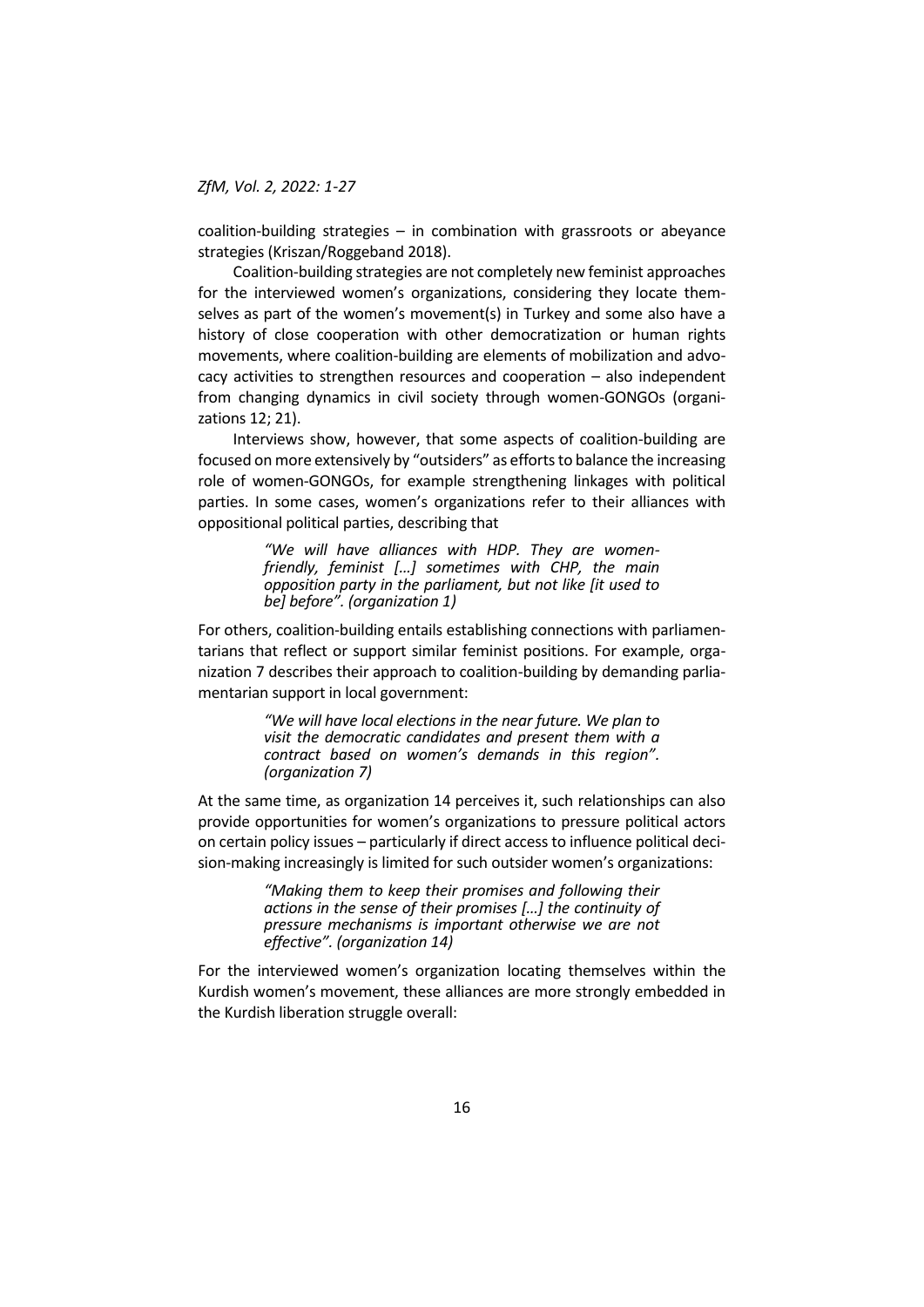coalition-building strategies – in combination with grassroots or abeyance strategies (Kriszan/Roggeband 2018).

Coalition-building strategies are not completely new feminist approaches for the interviewed women's organizations, considering they locate themselves as part of the women's movement(s) in Turkey and some also have a history of close cooperation with other democratization or human rights movements, where coalition-building are elements of mobilization and advocacy activities to strengthen resources and cooperation – also independent from changing dynamics in civil society through women-GONGOs (organizations 12; 21).

Interviews show, however, that some aspects of coalition-building are focused on more extensively by "outsiders" as efforts to balance the increasing role of women-GONGOs, for example strengthening linkages with political parties. In some cases, women's organizations refer to their alliances with oppositional political parties, describing that

> *"We will have alliances with HDP. They are women-friendly, feminist […] sometimes with CHP, the main opposition party in the parliament, but not like [it used to be] before". (organization 1)*

For others, coalition-building entails establishing connections with parliamentarians that reflect or support similar feminist positions. For example, organization 7 describes their approach to coalition-building by demanding parliamentarian support in local government:

> *"We will have local elections in the near future. We plan to visit the democratic candidates and present them with a contract based on women's demands in this region". (organization 7)*

At the same time, as organization 14 perceives it, such relationships can also provide opportunities for women's organizations to pressure political actors on certain policy issues – particularly if direct access to influence political decision-making increasingly is limited for such outsider women's organizations:

> *"Making them to keep their promises and following their actions in the sense of their promises […] the continuity of pressure mechanisms is important otherwise we are not effective". (organization 14)*

For the interviewed women's organization locating themselves within the Kurdish women's movement, these alliances are more strongly embedded in the Kurdish liberation struggle overall: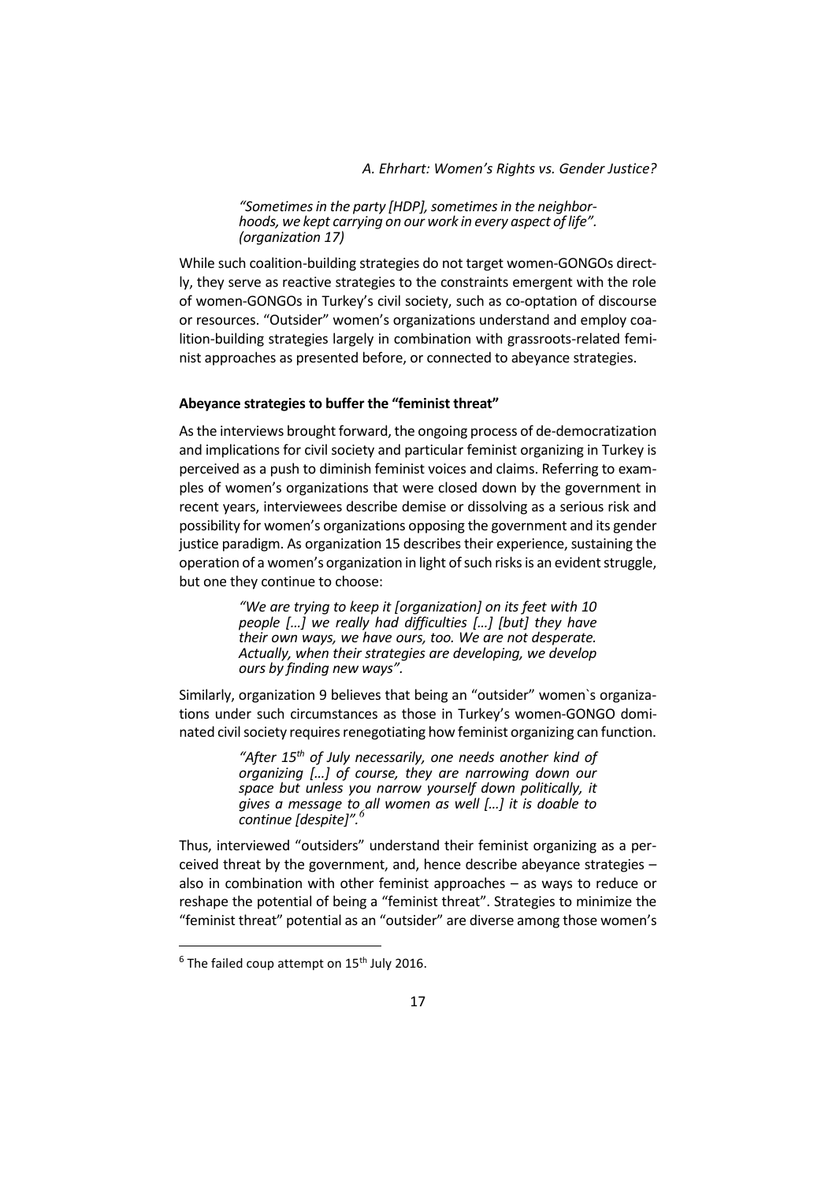*"Sometimes in the party [HDP], sometimes in the neighborhoods, we kept carrying on our work in every aspect of life". (organization 17)*

While such coalition-building strategies do not target women-GONGOs directly, they serve as reactive strategies to the constraints emergent with the role of women-GONGOs in Turkey's civil society, such as co-optation of discourse or resources. "Outsider" women's organizations understand and employ coalition-building strategies largely in combination with grassroots-related feminist approaches as presented before, or connected to abeyance strategies.

**Abeyance strategies to buffer the "feminist threat"**

As the interviews brought forward, the ongoing process of de-democratization and implications for civil society and particular feminist organizing in Turkey is perceived as a push to diminish feminist voices and claims. Referring to examples of women's organizations that were closed down by the government in recent years, interviewees describe demise or dissolving as a serious risk and possibility for women's organizations opposing the government and its gender justice paradigm. As organization 15 describes their experience, sustaining the operation of a women's organization in light of such risks is an evident struggle, but one they continue to choose:

> *"We are trying to keep it [organization] on its feet with 10 people […] we really had difficulties […] [but] they have their own ways, we have ours, too. We are not desperate. Actually, when their strategies are developing, we develop ours by finding new ways".*

Similarly, organization 9 believes that being an "outsider" women`s organizations under such circumstances as those in Turkey's women-GONGO dominated civil society requires renegotiating how feminist organizing can function.

> *"After 15th of July necessarily, one needs another kind of organizing […] of course, they are narrowing down our space but unless you narrow yourself down politically, it gives a message to all women as well […] it is doable to continue [despite]".*[6]

Thus, interviewed "outsiders" understand their feminist organizing as a perceived threat by the government, and, hence describe abeyance strategies – also in combination with other feminist approaches – as ways to reduce or reshape the potential of being a "feminist threat". Strategies to minimize the "feminist threat" potential as an "outsider" are diverse among those women's

[6] The failed coup attempt on 15th July 2016.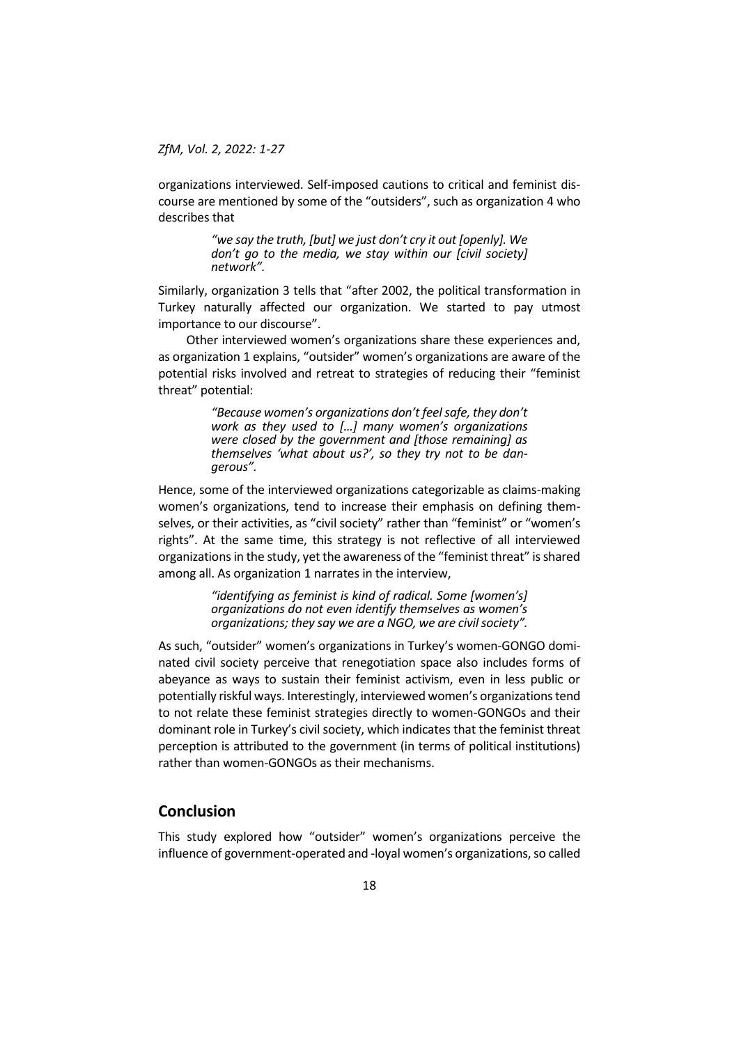organizations interviewed. Self-imposed cautions to critical and feminist discourse are mentioned by some of the "outsiders", such as organization 4 who describes that

> *"we say the truth, [but] we just don't cry it out [openly]. We don't go to the media, we stay within our [civil society] network".*

Similarly, organization 3 tells that "after 2002, the political transformation in Turkey naturally affected our organization. We started to pay utmost importance to our discourse".

Other interviewed women's organizations share these experiences and, as organization 1 explains, "outsider" women's organizations are aware of the potential risks involved and retreat to strategies of reducing their "feminist threat" potential:

> *"Because women's organizations don't feel safe, they don't work as they used to […] many women's organizations were closed by the government and [those remaining] as themselves 'what about us?', so they try not to be dangerous".*

Hence, some of the interviewed organizations categorizable as claims-making women's organizations, tend to increase their emphasis on defining themselves, or their activities, as "civil society" rather than "feminist" or "women's rights". At the same time, this strategy is not reflective of all interviewed organizations in the study, yet the awareness of the "feminist threat" is shared among all. As organization 1 narrates in the interview,

> *"identifying as feminist is kind of radical. Some [women's] organizations do not even identify themselves as women's organizations; they say we are a NGO, we are civil society".*

As such, "outsider" women's organizations in Turkey's women-GONGO dominated civil society perceive that renegotiation space also includes forms of abeyance as ways to sustain their feminist activism, even in less public or potentially riskful ways. Interestingly, interviewed women's organizations tend to not relate these feminist strategies directly to women-GONGOs and their dominant role in Turkey's civil society, which indicates that the feminist threat perception is attributed to the government (in terms of political institutions) rather than women-GONGOs as their mechanisms.

## Conclusion

This study explored how "outsider" women's organizations perceive the influence of government-operated and -loyal women's organizations, so called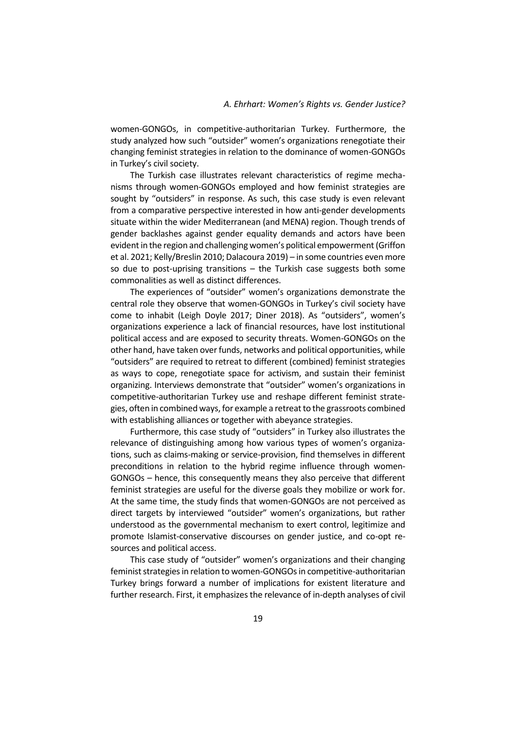women-GONGOs, in competitive-authoritarian Turkey. Furthermore, the study analyzed how such "outsider" women's organizations renegotiate their changing feminist strategies in relation to the dominance of women-GONGOs in Turkey's civil society.

The Turkish case illustrates relevant characteristics of regime mechanisms through women-GONGOs employed and how feminist strategies are sought by "outsiders" in response. As such, this case study is even relevant from a comparative perspective interested in how anti-gender developments situate within the wider Mediterranean (and MENA) region. Though trends of gender backlashes against gender equality demands and actors have been evident in the region and challenging women's political empowerment (Griffon et al. 2021; Kelly/Breslin 2010; Dalacoura 2019) – in some countries even more so due to post-uprising transitions – the Turkish case suggests both some commonalities as well as distinct differences.

The experiences of "outsider" women's organizations demonstrate the central role they observe that women-GONGOs in Turkey's civil society have come to inhabit (Leigh Doyle 2017; Diner 2018). As "outsiders", women's organizations experience a lack of financial resources, have lost institutional political access and are exposed to security threats. Women-GONGOs on the other hand, have taken over funds, networks and political opportunities, while "outsiders" are required to retreat to different (combined) feminist strategies as ways to cope, renegotiate space for activism, and sustain their feminist organizing. Interviews demonstrate that "outsider" women's organizations in competitive-authoritarian Turkey use and reshape different feminist strategies, often in combined ways, for example a retreat to the grassroots combined with establishing alliances or together with abeyance strategies.

Furthermore, this case study of "outsiders" in Turkey also illustrates the relevance of distinguishing among how various types of women's organizations, such as claims-making or service-provision, find themselves in different preconditions in relation to the hybrid regime influence through women-GONGOs – hence, this consequently means they also perceive that different feminist strategies are useful for the diverse goals they mobilize or work for. At the same time, the study finds that women-GONGOs are not perceived as direct targets by interviewed "outsider" women's organizations, but rather understood as the governmental mechanism to exert control, legitimize and promote Islamist-conservative discourses on gender justice, and co-opt resources and political access.

This case study of "outsider" women's organizations and their changing feminist strategies in relation to women-GONGOs in competitive-authoritarian Turkey brings forward a number of implications for existent literature and further research. First, it emphasizes the relevance of in-depth analyses of civil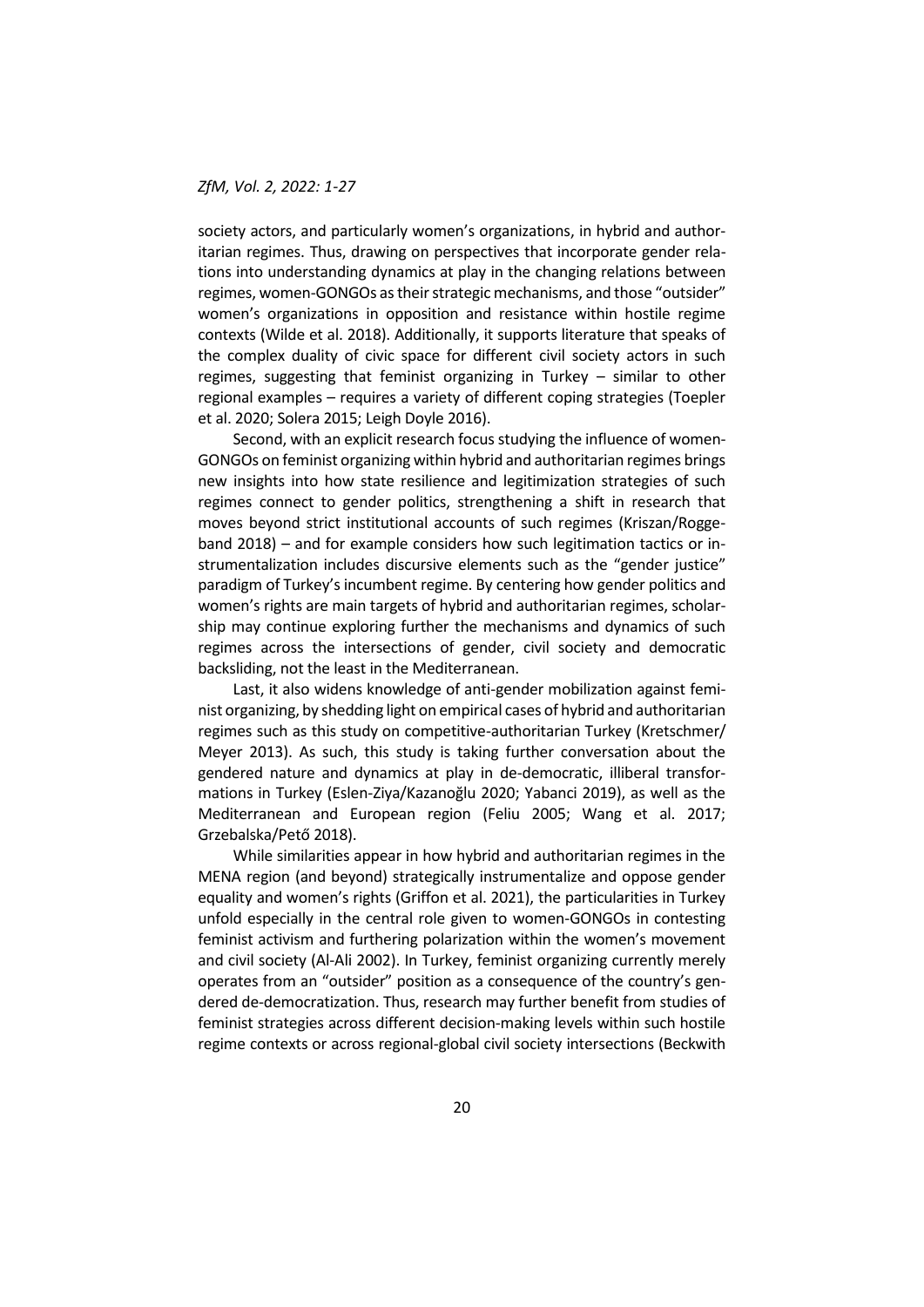society actors, and particularly women's organizations, in hybrid and authoritarian regimes. Thus, drawing on perspectives that incorporate gender relations into understanding dynamics at play in the changing relations between regimes, women-GONGOs as their strategic mechanisms, and those "outsider" women's organizations in opposition and resistance within hostile regime contexts (Wilde et al. 2018). Additionally, it supports literature that speaks of the complex duality of civic space for different civil society actors in such regimes, suggesting that feminist organizing in Turkey – similar to other regional examples – requires a variety of different coping strategies (Toepler et al. 2020; Solera 2015; Leigh Doyle 2016).

Second, with an explicit research focus studying the influence of women-GONGOs on feminist organizing within hybrid and authoritarian regimes brings new insights into how state resilience and legitimization strategies of such regimes connect to gender politics, strengthening a shift in research that moves beyond strict institutional accounts of such regimes (Kriszan/Roggeband 2018) – and for example considers how such legitimation tactics or instrumentalization includes discursive elements such as the "gender justice" paradigm of Turkey's incumbent regime. By centering how gender politics and women's rights are main targets of hybrid and authoritarian regimes, scholarship may continue exploring further the mechanisms and dynamics of such regimes across the intersections of gender, civil society and democratic backsliding, not the least in the Mediterranean.

Last, it also widens knowledge of anti-gender mobilization against feminist organizing, by shedding light on empirical cases of hybrid and authoritarian regimes such as this study on competitive-authoritarian Turkey (Kretschmer/Meyer 2013). As such, this study is taking further conversation about the gendered nature and dynamics at play in de-democratic, illiberal transformations in Turkey (Eslen-Ziya/Kazanoğlu 2020; Yabanci 2019), as well as the Mediterranean and European region (Feliu 2005; Wang et al. 2017; Grzebalska/Pető 2018).

While similarities appear in how hybrid and authoritarian regimes in the MENA region (and beyond) strategically instrumentalize and oppose gender equality and women's rights (Griffon et al. 2021), the particularities in Turkey unfold especially in the central role given to women-GONGOs in contesting feminist activism and furthering polarization within the women's movement and civil society (Al-Ali 2002). In Turkey, feminist organizing currently merely operates from an "outsider" position as a consequence of the country's gendered de-democratization. Thus, research may further benefit from studies of feminist strategies across different decision-making levels within such hostile regime contexts or across regional-global civil society intersections (Beckwith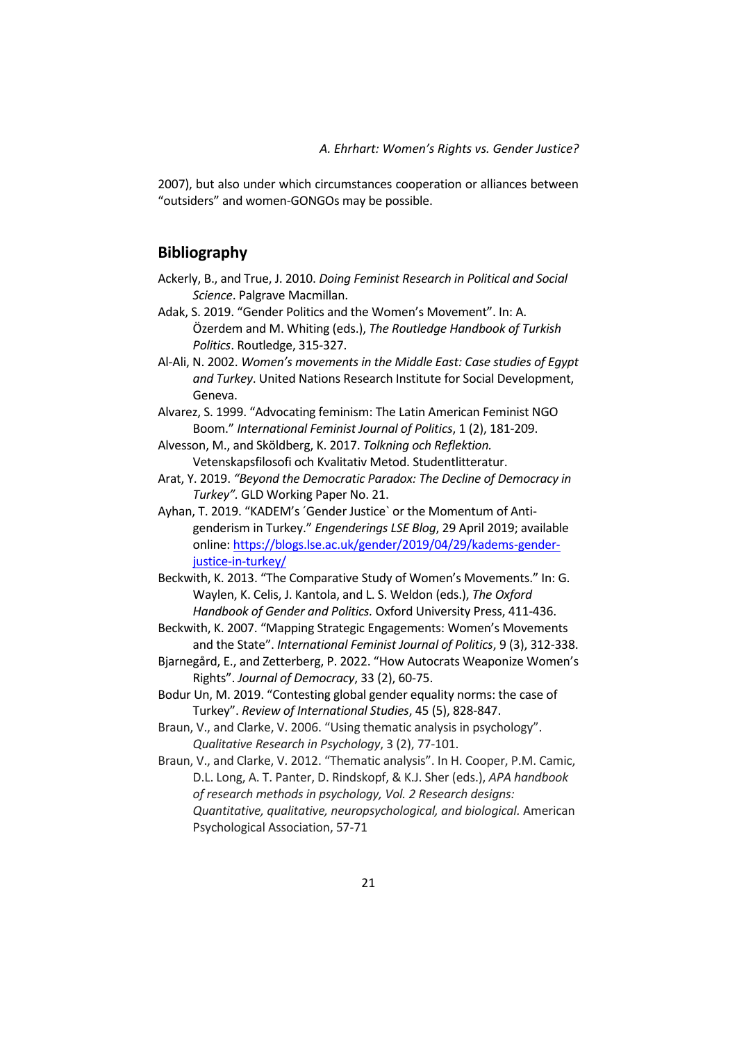2007), but also under which circumstances cooperation or alliances between "outsiders" and women-GONGOs may be possible.

## Bibliography

Ackerly, B., and True, J. 2010. *Doing Feminist Research in Political and Social Science*. Palgrave Macmillan.

Adak, S. 2019. "Gender Politics and the Women's Movement". In: A. Özerdem and M. Whiting (eds.), *The Routledge Handbook of Turkish Politics*. Routledge, 315-327.

Al-Ali, N. 2002. *Women's movements in the Middle East: Case studies of Egypt and Turkey*. United Nations Research Institute for Social Development, Geneva.

Alvarez, S. 1999. "Advocating feminism: The Latin American Feminist NGO Boom." *International Feminist Journal of Politics*, 1 (2), 181-209.

Alvesson, M., and Sköldberg, K. 2017. *Tolkning och Reflektion.* Vetenskapsfilosofi och Kvalitativ Metod. Studentlitteratur.

Arat, Y. 2019. *"Beyond the Democratic Paradox: The Decline of Democracy in Turkey"*. GLD Working Paper No. 21.

Ayhan, T. 2019. "KADEM's ´Gender Justice` or the Momentum of Anti-genderism in Turkey." *Engenderings LSE Blog*, 29 April 2019; available online: https://blogs.lse.ac.uk/gender/2019/04/29/kadems-gender-justice-in-turkey/

Beckwith, K. 2013. "The Comparative Study of Women's Movements." In: G. Waylen, K. Celis, J. Kantola, and L. S. Weldon (eds.), *The Oxford Handbook of Gender and Politics.* Oxford University Press, 411-436.

Beckwith, K. 2007. "Mapping Strategic Engagements: Women's Movements and the State". *International Feminist Journal of Politics*, 9 (3), 312-338.

Bjarnegård, E., and Zetterberg, P. 2022. "How Autocrats Weaponize Women's Rights". *Journal of Democracy*, 33 (2), 60-75.

Bodur Un, M. 2019. "Contesting global gender equality norms: the case of Turkey". *Review of International Studies*, 45 (5), 828-847.

Braun, V., and Clarke, V. 2006. "Using thematic analysis in psychology". *Qualitative Research in Psychology*, 3 (2), 77-101.

Braun, V., and Clarke, V. 2012. "Thematic analysis". In H. Cooper, P.M. Camic, D.L. Long, A. T. Panter, D. Rindskopf, & K.J. Sher (eds.), *APA handbook of research methods in psychology, Vol. 2 Research designs: Quantitative, qualitative, neuropsychological, and biological.* American Psychological Association, 57-71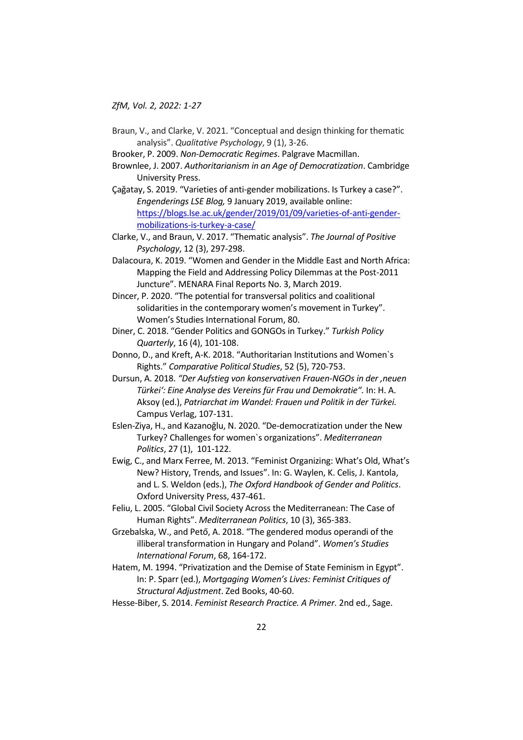Braun, V., and Clarke, V. 2021. “Conceptual and design thinking for thematic analysis”. *Qualitative Psychology*, 9 (1), 3-26.

Brooker, P. 2009. *Non-Democratic Regimes*. Palgrave Macmillan.

Brownlee, J. 2007. *Authoritarianism in an Age of Democratization*. Cambridge University Press.

Çağatay, S. 2019. “Varieties of anti-gender mobilizations. Is Turkey a case?”. *Engenderings LSE Blog,* 9 January 2019, available online: https://blogs.lse.ac.uk/gender/2019/01/09/varieties-of-anti-gender-mobilizations-is-turkey-a-case/

Clarke, V., and Braun, V. 2017. “Thematic analysis”. *The Journal of Positive Psychology*, 12 (3), 297-298.

Dalacoura, K. 2019. “Women and Gender in the Middle East and North Africa: Mapping the Field and Addressing Policy Dilemmas at the Post-2011 Juncture”. MENARA Final Reports No. 3, March 2019.

Dincer, P. 2020. “The potential for transversal politics and coalitional solidarities in the contemporary women’s movement in Turkey”. Women’s Studies International Forum, 80.

Diner, C. 2018. “Gender Politics and GONGOs in Turkey.” *Turkish Policy Quarterly*, 16 (4), 101-108.

Donno, D., and Kreft, A-K. 2018. “Authoritarian Institutions and Women`s Rights.” *Comparative Political Studies*, 52 (5), 720-753.

Dursun, A. 2018. *“Der Aufstieg von konservativen Frauen-NGOs in der ‚neuen Türkei‘: Eine Analyse des Vereins für Frau und Demokratie”.* In: H. A. Aksoy (ed.), *Patriarchat im Wandel: Frauen und Politik in der Türkei.* Campus Verlag, 107-131.

Eslen-Ziya, H., and Kazanoğlu, N. 2020. “De-democratization under the New Turkey? Challenges for women`s organizations”. *Mediterranean Politics*, 27 (1), 101-122.

Ewig, C., and Marx Ferree, M. 2013. “Feminist Organizing: What’s Old, What’s New? History, Trends, and Issues”. In: G. Waylen, K. Celis, J. Kantola, and L. S. Weldon (eds.), *The Oxford Handbook of Gender and Politics*. Oxford University Press, 437-461.

Feliu, L. 2005. “Global Civil Society Across the Mediterranean: The Case of Human Rights”. *Mediterranean Politics*, 10 (3), 365-383.

Grzebalska, W., and Pető, A. 2018. “The gendered modus operandi of the illiberal transformation in Hungary and Poland”. *Women’s Studies International Forum*, 68, 164-172.

Hatem, M. 1994. “Privatization and the Demise of State Feminism in Egypt”. In: P. Sparr (ed.), *Mortgaging Women’s Lives: Feminist Critiques of Structural Adjustment*. Zed Books, 40-60.

Hesse-Biber, S. 2014. *Feminist Research Practice. A Primer.* 2nd ed., Sage.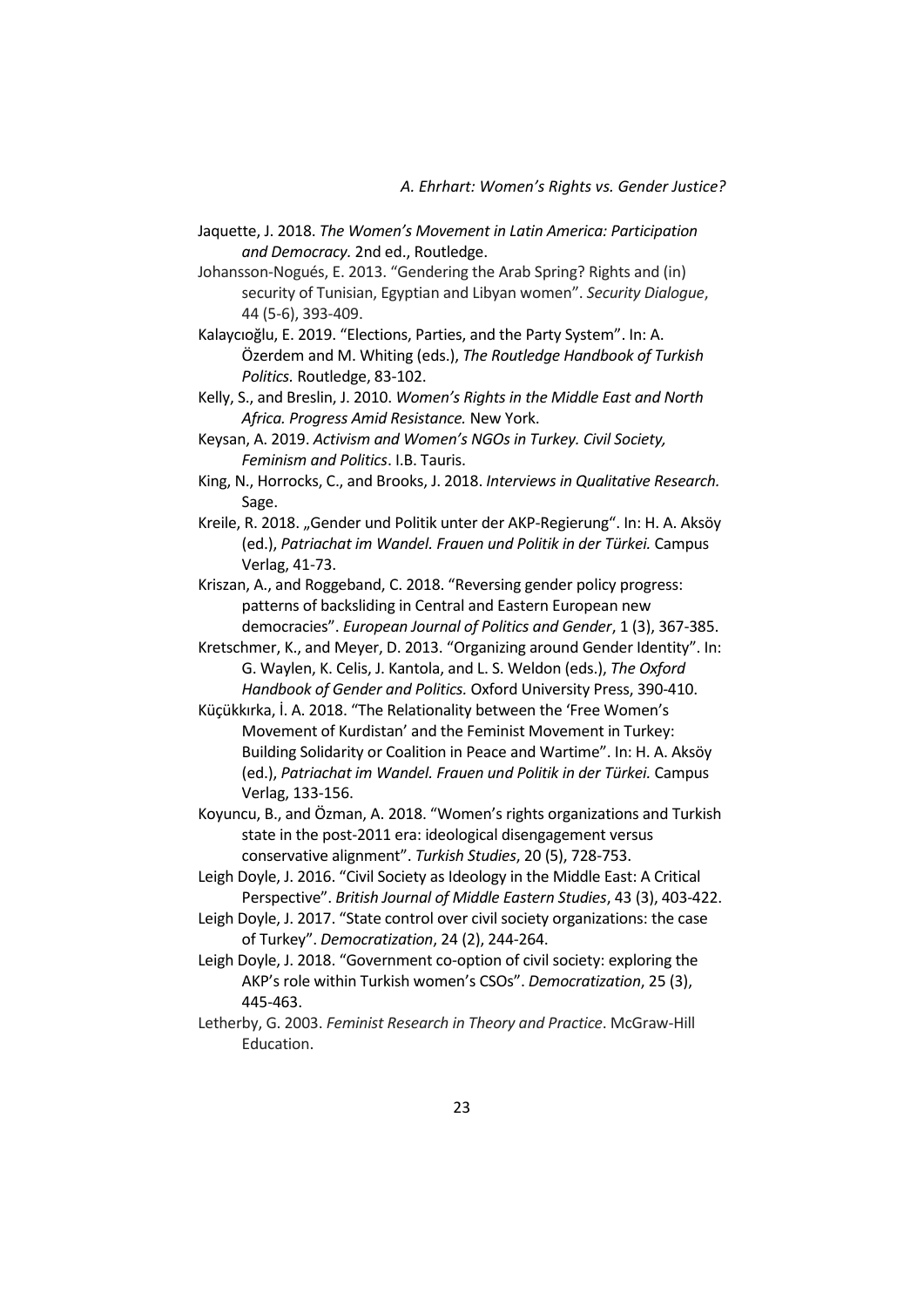Jaquette, J. 2018. *The Women's Movement in Latin America: Participation and Democracy.* 2nd ed., Routledge.

Johansson-Nogués, E. 2013. "Gendering the Arab Spring? Rights and (in) security of Tunisian, Egyptian and Libyan women". *Security Dialogue*, 44 (5-6), 393-409.

Kalaycıoğlu, E. 2019. "Elections, Parties, and the Party System". In: A. Özerdem and M. Whiting (eds.), *The Routledge Handbook of Turkish Politics.* Routledge, 83-102.

Kelly, S., and Breslin, J. 2010. *Women's Rights in the Middle East and North Africa. Progress Amid Resistance.* New York.

Keysan, A. 2019. *Activism and Women's NGOs in Turkey. Civil Society, Feminism and Politics*. I.B. Tauris.

King, N., Horrocks, C., and Brooks, J. 2018. *Interviews in Qualitative Research.* Sage.

Kreile, R. 2018. „Gender und Politik unter der AKP-Regierung". In: H. A. Aksöy (ed.), *Patriachat im Wandel. Frauen und Politik in der Türkei.* Campus Verlag, 41-73.

Kriszan, A., and Roggeband, C. 2018. "Reversing gender policy progress: patterns of backsliding in Central and Eastern European new democracies". *European Journal of Politics and Gender*, 1 (3), 367-385.

Kretschmer, K., and Meyer, D. 2013. "Organizing around Gender Identity". In: G. Waylen, K. Celis, J. Kantola, and L. S. Weldon (eds.), *The Oxford Handbook of Gender and Politics.* Oxford University Press, 390-410.

Küçükkırka, İ. A. 2018. "The Relationality between the 'Free Women's Movement of Kurdistan' and the Feminist Movement in Turkey: Building Solidarity or Coalition in Peace and Wartime". In: H. A. Aksöy (ed.), *Patriachat im Wandel. Frauen und Politik in der Türkei.* Campus Verlag, 133-156.

Koyuncu, B., and Özman, A. 2018. "Women's rights organizations and Turkish state in the post-2011 era: ideological disengagement versus conservative alignment". *Turkish Studies*, 20 (5), 728-753.

Leigh Doyle, J. 2016. "Civil Society as Ideology in the Middle East: A Critical Perspective". *British Journal of Middle Eastern Studies*, 43 (3), 403-422.

Leigh Doyle, J. 2017. "State control over civil society organizations: the case of Turkey". *Democratization*, 24 (2), 244-264.

Leigh Doyle, J. 2018. "Government co-option of civil society: exploring the AKP's role within Turkish women's CSOs". *Democratization*, 25 (3), 445-463.

Letherby, G. 2003. *Feminist Research in Theory and Practice*. McGraw-Hill Education.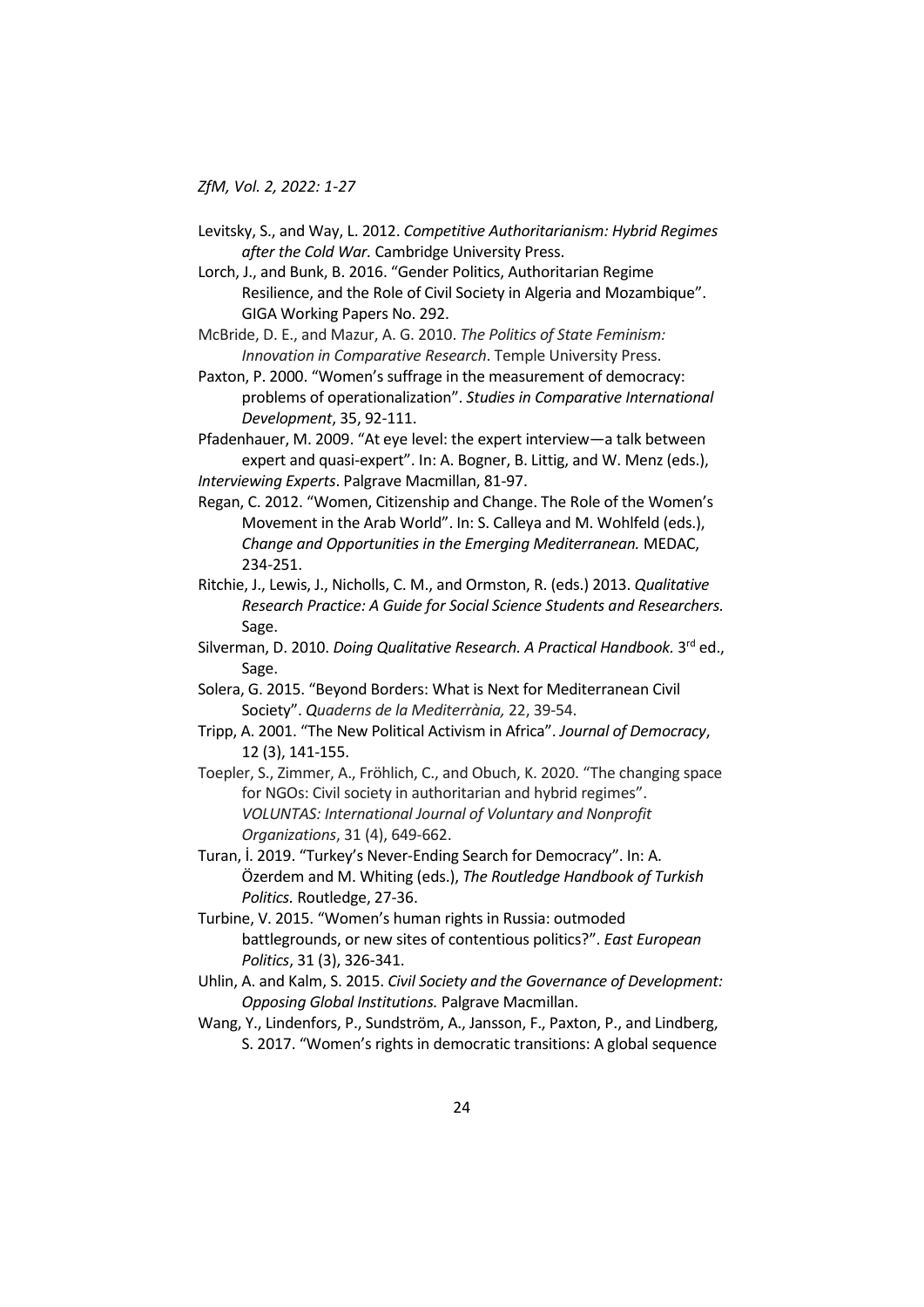Levitsky, S., and Way, L. 2012. *Competitive Authoritarianism: Hybrid Regimes after the Cold War.* Cambridge University Press.

Lorch, J., and Bunk, B. 2016. "Gender Politics, Authoritarian Regime Resilience, and the Role of Civil Society in Algeria and Mozambique". GIGA Working Papers No. 292.

McBride, D. E., and Mazur, A. G. 2010. *The Politics of State Feminism: Innovation in Comparative Research*. Temple University Press.

Paxton, P. 2000. "Women's suffrage in the measurement of democracy: problems of operationalization". *Studies in Comparative International Development*, 35, 92-111.

Pfadenhauer, M. 2009. "At eye level: the expert interview—a talk between expert and quasi-expert". In: A. Bogner, B. Littig, and W. Menz (eds.), *Interviewing Experts*. Palgrave Macmillan, 81-97.

Regan, C. 2012. "Women, Citizenship and Change. The Role of the Women's Movement in the Arab World". In: S. Calleya and M. Wohlfeld (eds.), *Change and Opportunities in the Emerging Mediterranean.* MEDAC, 234-251.

Ritchie, J., Lewis, J., Nicholls, C. M., and Ormston, R. (eds.) 2013. *Qualitative Research Practice: A Guide for Social Science Students and Researchers.* Sage.

Silverman, D. 2010. *Doing Qualitative Research. A Practical Handbook*. 3rd ed., Sage.

Solera, G. 2015. "Beyond Borders: What is Next for Mediterranean Civil Society". *Quaderns de la Mediterrània,* 22, 39-54.

Tripp, A. 2001. "The New Political Activism in Africa". *Journal of Democracy*, 12 (3), 141-155.

Toepler, S., Zimmer, A., Fröhlich, C., and Obuch, K. 2020. "The changing space for NGOs: Civil society in authoritarian and hybrid regimes". *VOLUNTAS: International Journal of Voluntary and Nonprofit Organizations*, 31 (4), 649-662.

Turan, İ. 2019. "Turkey's Never-Ending Search for Democracy". In: A. Özerdem and M. Whiting (eds.), *The Routledge Handbook of Turkish Politics.* Routledge, 27-36.

Turbine, V. 2015. "Women's human rights in Russia: outmoded battlegrounds, or new sites of contentious politics?". *East European Politics*, 31 (3), 326-341.

Uhlin, A. and Kalm, S. 2015. *Civil Society and the Governance of Development: Opposing Global Institutions.* Palgrave Macmillan.

Wang, Y., Lindenfors, P., Sundström, A., Jansson, F., Paxton, P., and Lindberg, S. 2017. "Women's rights in democratic transitions: A global sequence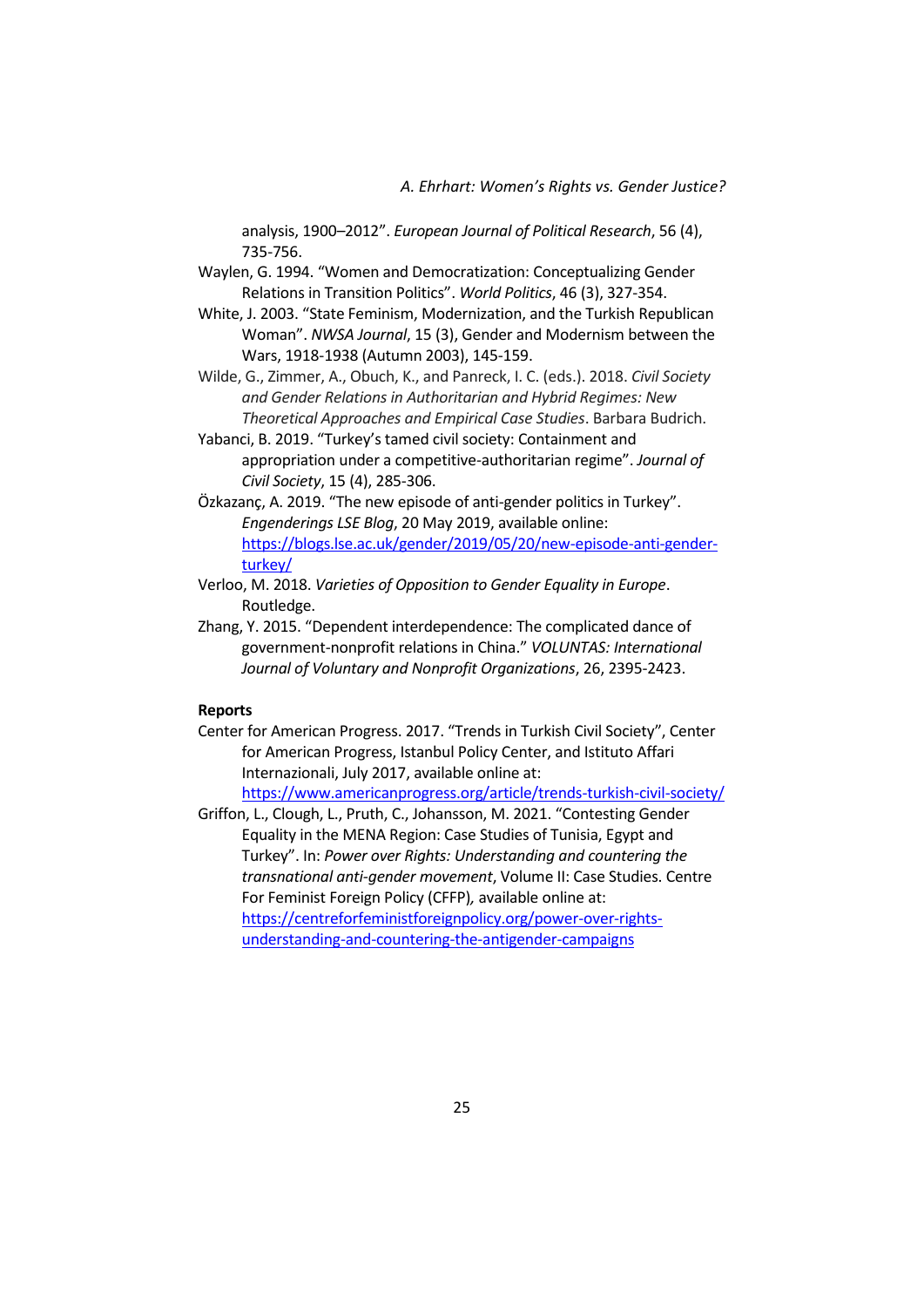analysis, 1900–2012". *European Journal of Political Research*, 56 (4), 735-756.

Waylen, G. 1994. "Women and Democratization: Conceptualizing Gender Relations in Transition Politics". *World Politics*, 46 (3), 327-354.

White, J. 2003. "State Feminism, Modernization, and the Turkish Republican Woman". *NWSA Journal*, 15 (3), Gender and Modernism between the Wars, 1918-1938 (Autumn 2003), 145-159.

Wilde, G., Zimmer, A., Obuch, K., and Panreck, I. C. (eds.). 2018. *Civil Society and Gender Relations in Authoritarian and Hybrid Regimes: New Theoretical Approaches and Empirical Case Studies*. Barbara Budrich.

Yabanci, B. 2019. "Turkey's tamed civil society: Containment and appropriation under a competitive-authoritarian regime". *Journal of Civil Society*, 15 (4), 285-306.

Özkazanç, A. 2019. "The new episode of anti-gender politics in Turkey". *Engenderings LSE Blog*, 20 May 2019, available online: https://blogs.lse.ac.uk/gender/2019/05/20/new-episode-anti-gender-turkey/

Verloo, M. 2018. *Varieties of Opposition to Gender Equality in Europe*. Routledge.

Zhang, Y. 2015. "Dependent interdependence: The complicated dance of government-nonprofit relations in China." *VOLUNTAS: International Journal of Voluntary and Nonprofit Organizations*, 26, 2395-2423.

**Reports**

Center for American Progress. 2017. "Trends in Turkish Civil Society", Center for American Progress, Istanbul Policy Center, and Istituto Affari Internazionali, July 2017, available online at: https://www.americanprogress.org/article/trends-turkish-civil-society/

Griffon, L., Clough, L., Pruth, C., Johansson, M. 2021. "Contesting Gender Equality in the MENA Region: Case Studies of Tunisia, Egypt and Turkey". In: *Power over Rights: Understanding and countering the transnational anti-gender movement*, Volume II: Case Studies. Centre For Feminist Foreign Policy (CFFP), available online at: https://centreforfeministforeignpolicy.org/power-over-rights-understanding-and-countering-the-antigender-campaigns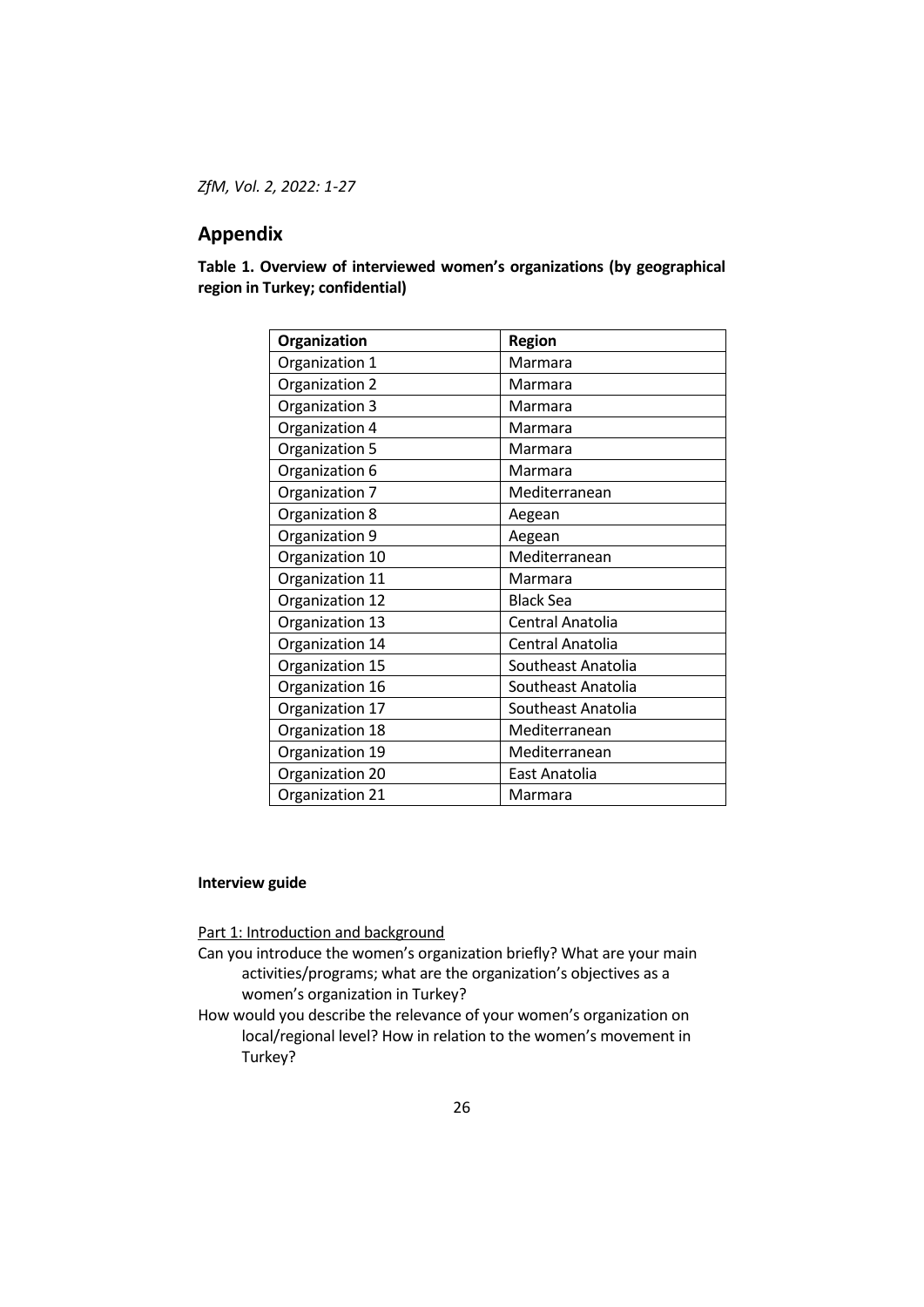## Appendix

**Table 1. Overview of interviewed women's organizations (by geographical region in Turkey; confidential)**

| Organization | Region |
|---|---|
| Organization 1 | Marmara |
| Organization 2 | Marmara |
| Organization 3 | Marmara |
| Organization 4 | Marmara |
| Organization 5 | Marmara |
| Organization 6 | Marmara |
| Organization 7 | Mediterranean |
| Organization 8 | Aegean |
| Organization 9 | Aegean |
| Organization 10 | Mediterranean |
| Organization 11 | Marmara |
| Organization 12 | Black Sea |
| Organization 13 | Central Anatolia |
| Organization 14 | Central Anatolia |
| Organization 15 | Southeast Anatolia |
| Organization 16 | Southeast Anatolia |
| Organization 17 | Southeast Anatolia |
| Organization 18 | Mediterranean |
| Organization 19 | Mediterranean |
| Organization 20 | East Anatolia |
| Organization 21 | Marmara |

**Interview guide**

Part 1: Introduction and background

Can you introduce the women's organization briefly? What are your main activities/programs; what are the organization's objectives as a women's organization in Turkey?

How would you describe the relevance of your women's organization on local/regional level? How in relation to the women's movement in Turkey?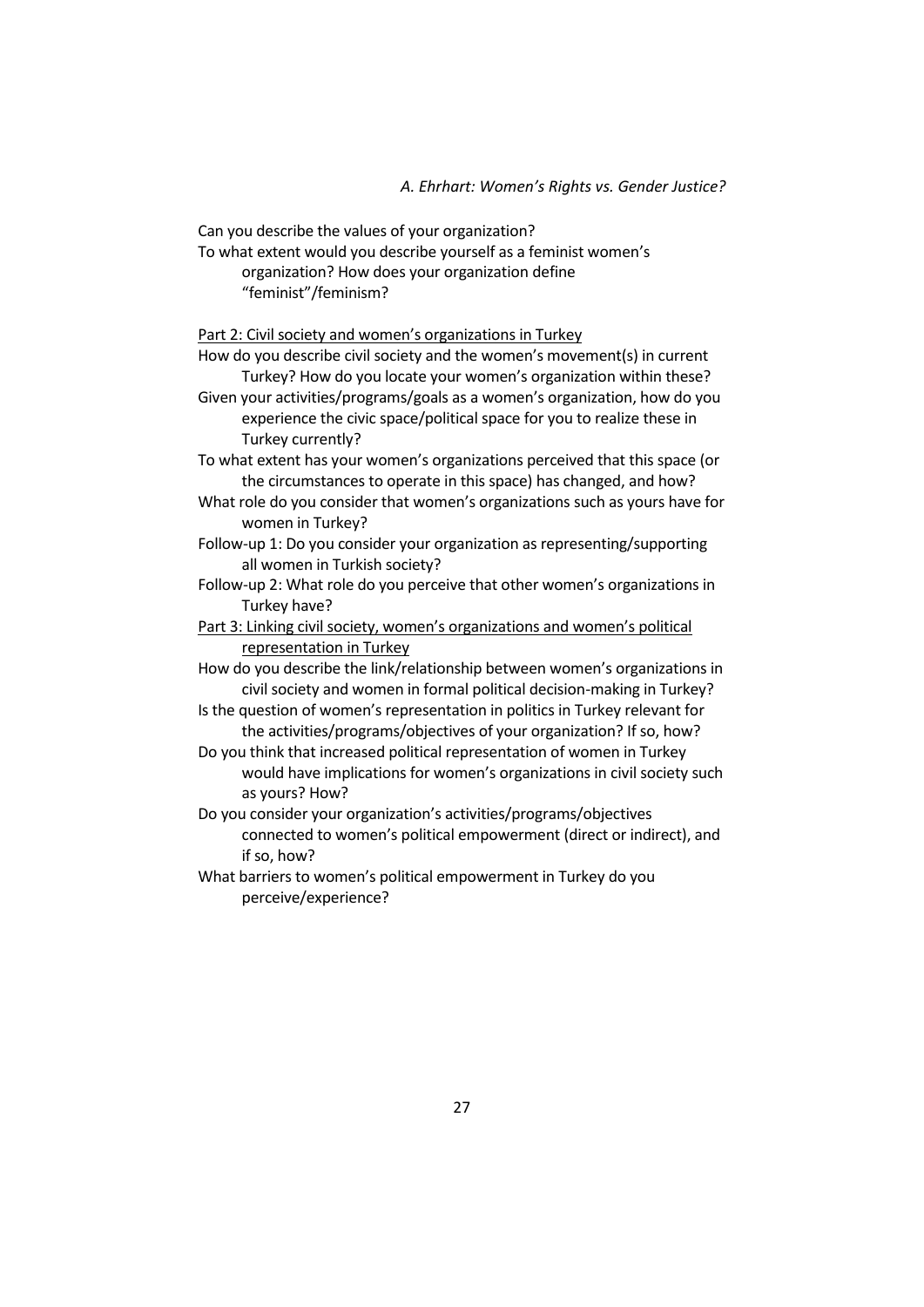Can you describe the values of your organization?

To what extent would you describe yourself as a feminist women's organization? How does your organization define "feminist"/feminism?

Part 2: Civil society and women's organizations in Turkey

How do you describe civil society and the women's movement(s) in current Turkey? How do you locate your women's organization within these?

Given your activities/programs/goals as a women's organization, how do you experience the civic space/political space for you to realize these in Turkey currently?

To what extent has your women's organizations perceived that this space (or the circumstances to operate in this space) has changed, and how?

What role do you consider that women's organizations such as yours have for women in Turkey?

Follow-up 1: Do you consider your organization as representing/supporting all women in Turkish society?

Follow-up 2: What role do you perceive that other women's organizations in Turkey have?

Part 3: Linking civil society, women's organizations and women's political representation in Turkey

How do you describe the link/relationship between women's organizations in civil society and women in formal political decision-making in Turkey?

Is the question of women's representation in politics in Turkey relevant for the activities/programs/objectives of your organization? If so, how?

Do you think that increased political representation of women in Turkey would have implications for women's organizations in civil society such as yours? How?

Do you consider your organization's activities/programs/objectives connected to women's political empowerment (direct or indirect), and if so, how?

What barriers to women's political empowerment in Turkey do you perceive/experience?